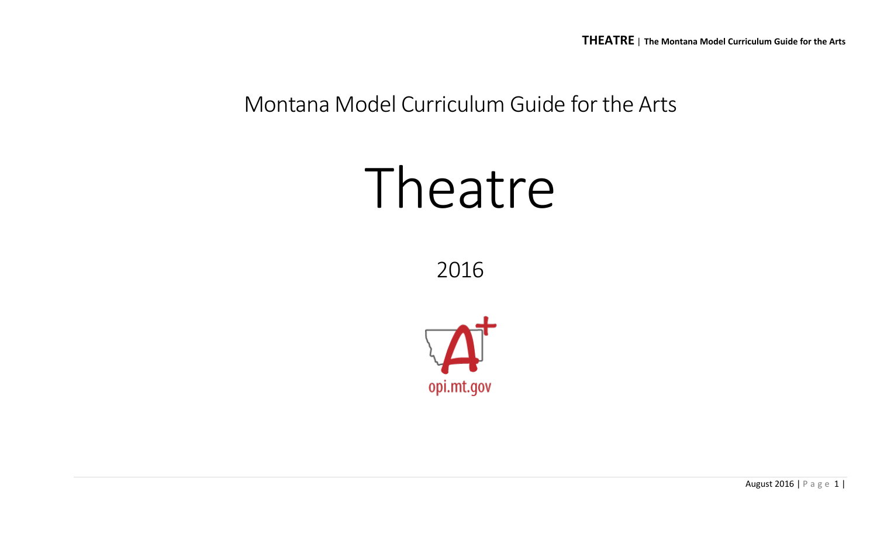# Montana Model Curriculum Guide for the Arts

# Theatre

2016

opi.mt.gov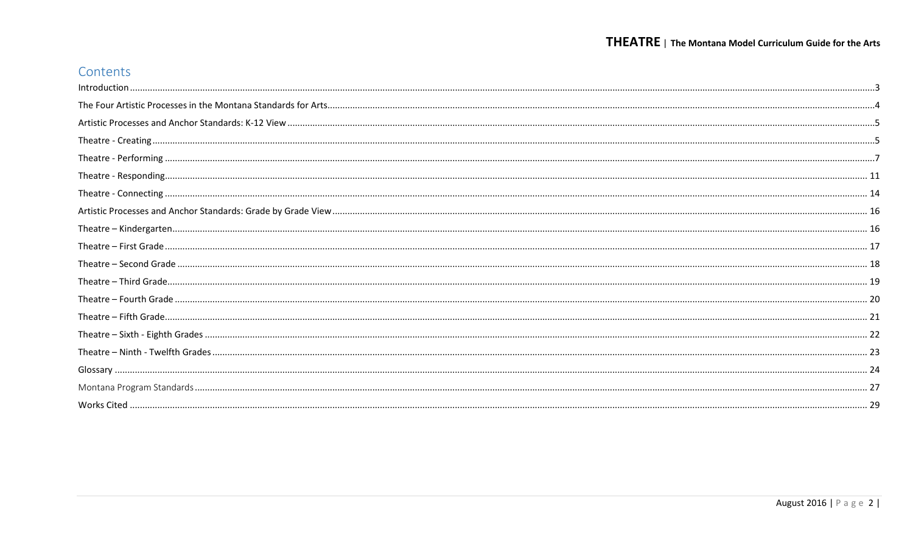## Contents

Introduction .......... 3

The Four Artistic Processes in the Montana Standards for Arts .......... 4

Artistic Processes and Anchor Standards: K-12 View .......... 5

Theatre - Creating .......... 5

Theatre - Performing .......... 7

Theatre - Responding .......... 11

Theatre - Connecting .......... 14

Artistic Processes and Anchor Standards: Grade by Grade View .......... 16

Theatre – Kindergarten .......... 16

Theatre – First Grade .......... 17

Theatre – Second Grade .......... 18

Theatre – Third Grade .......... 19

Theatre – Fourth Grade .......... 20

Theatre – Fifth Grade .......... 21

Theatre – Sixth - Eighth Grades .......... 22

Theatre – Ninth - Twelfth Grades .......... 23

Glossary .......... 24

Montana Program Standards .......... 27

Works Cited .......... 29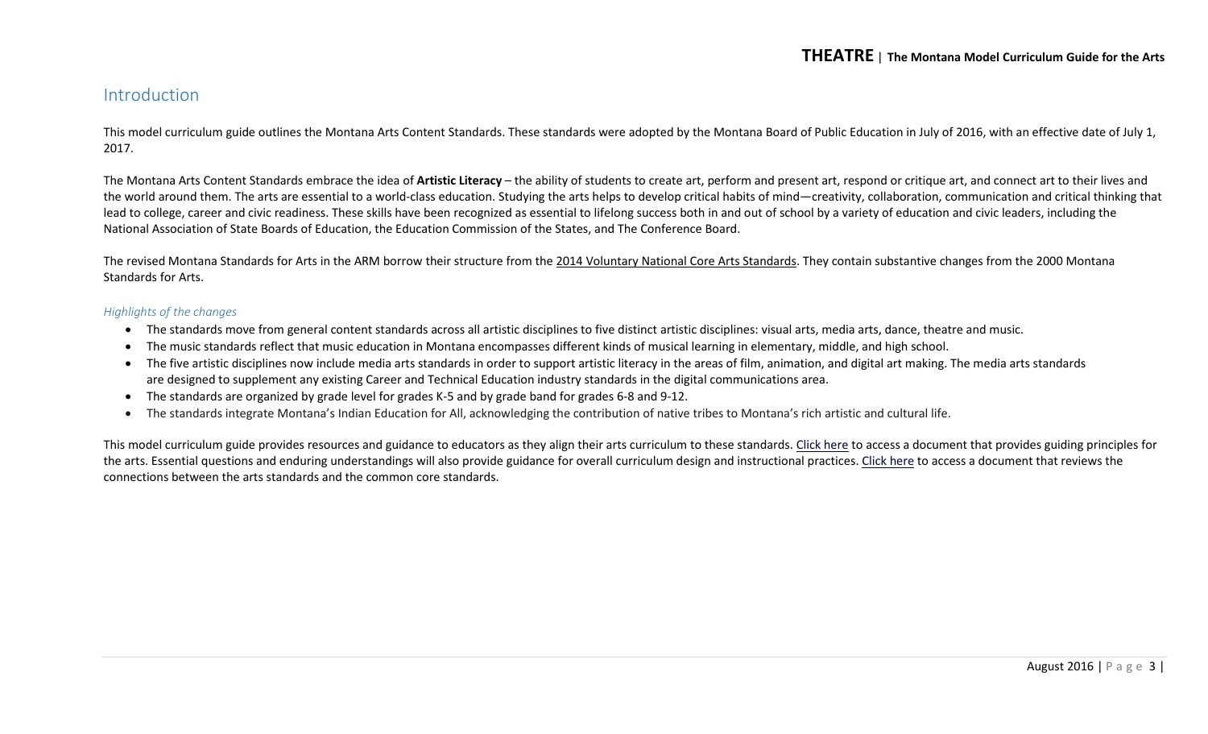# Introduction

This model curriculum guide outlines the Montana Arts Content Standards. These standards were adopted by the Montana Board of Public Education in July of 2016, with an effective date of July 1, 2017.

The Montana Arts Content Standards embrace the idea of **Artistic Literacy** – the ability of students to create art, perform and present art, respond or critique art, and connect art to their lives and the world around them. The arts are essential to a world-class education. Studying the arts helps to develop critical habits of mind—creativity, collaboration, communication and critical thinking that lead to college, career and civic readiness. These skills have been recognized as essential to lifelong success both in and out of school by a variety of education and civic leaders, including the National Association of State Boards of Education, the Education Commission of the States, and The Conference Board.

The revised Montana Standards for Arts in the ARM borrow their structure from the 2014 Voluntary National Core Arts Standards. They contain substantive changes from the 2000 Montana Standards for Arts.

### *Highlights of the changes*

- The standards move from general content standards across all artistic disciplines to five distinct artistic disciplines: visual arts, media arts, dance, theatre and music.
- The music standards reflect that music education in Montana encompasses different kinds of musical learning in elementary, middle, and high school.
- The five artistic disciplines now include media arts standards in order to support artistic literacy in the areas of film, animation, and digital art making. The media arts standards are designed to supplement any existing Career and Technical Education industry standards in the digital communications area.
- The standards are organized by grade level for grades K-5 and by grade band for grades 6-8 and 9-12.
- The standards integrate Montana's Indian Education for All, acknowledging the contribution of native tribes to Montana's rich artistic and cultural life.

This model curriculum guide provides resources and guidance to educators as they align their arts curriculum to these standards. Click here to access a document that provides guiding principles for the arts. Essential questions and enduring understandings will also provide guidance for overall curriculum design and instructional practices. Click here to access a document that reviews the connections between the arts standards and the common core standards.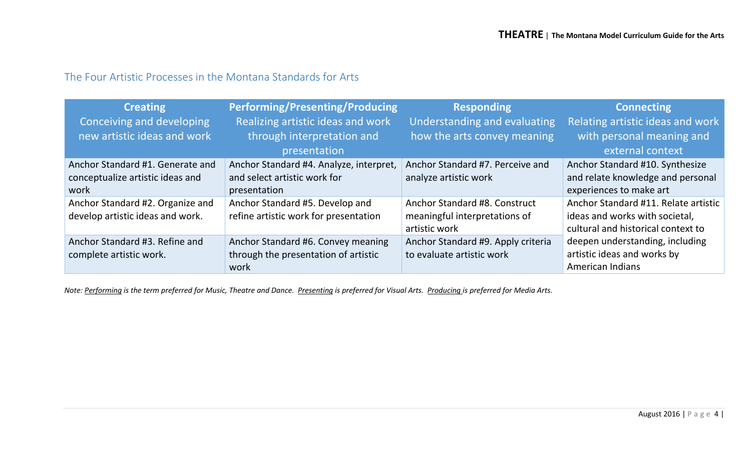## The Four Artistic Processes in the Montana Standards for Arts

| **Creating** Conceiving and developing new artistic ideas and work | **Performing/Presenting/Producing** Realizing artistic ideas and work through interpretation and presentation | **Responding** Understanding and evaluating how the arts convey meaning | **Connecting** Relating artistic ideas and work with personal meaning and external context |
|---|---|---|---|
| Anchor Standard #1. Generate and conceptualize artistic ideas and work | Anchor Standard #4. Analyze, interpret, and select artistic work for presentation | Anchor Standard #7. Perceive and analyze artistic work | Anchor Standard #10. Synthesize and relate knowledge and personal experiences to make art |
| Anchor Standard #2. Organize and develop artistic ideas and work. | Anchor Standard #5. Develop and refine artistic work for presentation | Anchor Standard #8. Construct meaningful interpretations of artistic work | Anchor Standard #11. Relate artistic ideas and works with societal, cultural and historical context to deepen understanding, including artistic ideas and works by American Indians |
| Anchor Standard #3. Refine and complete artistic work. | Anchor Standard #6. Convey meaning through the presentation of artistic work | Anchor Standard #9. Apply criteria to evaluate artistic work | |

*Note: Performing is the term preferred for Music, Theatre and Dance. Presenting is preferred for Visual Arts. Producing is preferred for Media Arts.*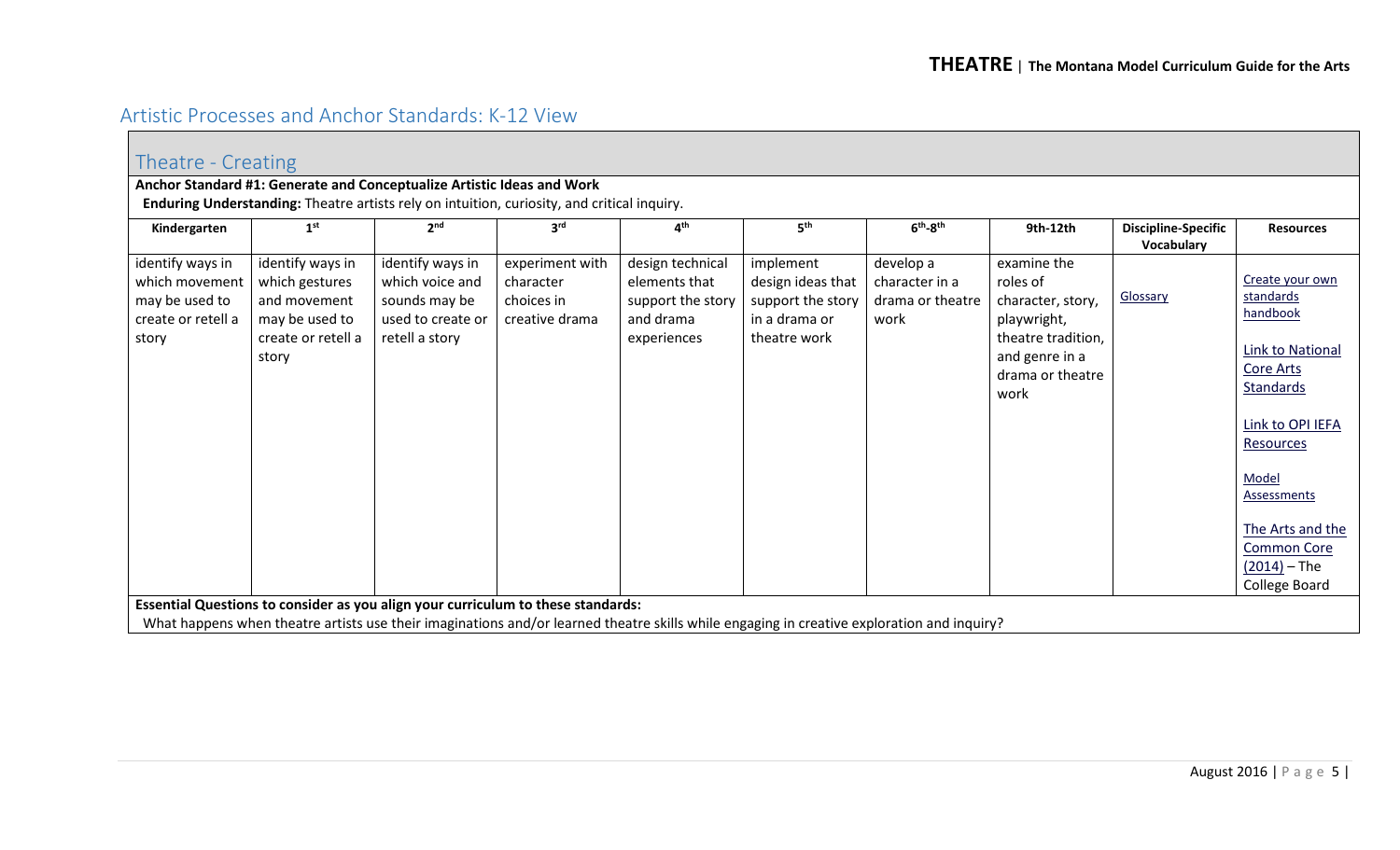## Artistic Processes and Anchor Standards: K-12 View

### Theatre - Creating

**Anchor Standard #1: Generate and Conceptualize Artistic Ideas and Work**

**Enduring Understanding:** Theatre artists rely on intuition, curiosity, and critical inquiry.

| Kindergarten | 1st | 2nd | 3rd | 4th | 5th | 6th-8th | 9th-12th | Discipline-Specific Vocabulary | Resources |
|---|---|---|---|---|---|---|---|---|---|
| identify ways in which movement may be used to create or retell a story | identify ways in which gestures and movement may be used to create or retell a story | identify ways in which voice and sounds may be used to create or retell a story | experiment with character choices in creative drama | design technical elements that support the story and drama experiences | implement design ideas that support the story in a drama or theatre work | develop a character in a drama or theatre work | examine the roles of character, story, playwright, theatre tradition, and genre in a drama or theatre work | Glossary | Create your own standards handbook<br><br>Link to National Core Arts Standards<br><br>Link to OPI IEFA Resources<br><br>Model Assessments<br><br>The Arts and the Common Core (2014) – The College Board |

**Essential Questions to consider as you align your curriculum to these standards:**

What happens when theatre artists use their imaginations and/or learned theatre skills while engaging in creative exploration and inquiry?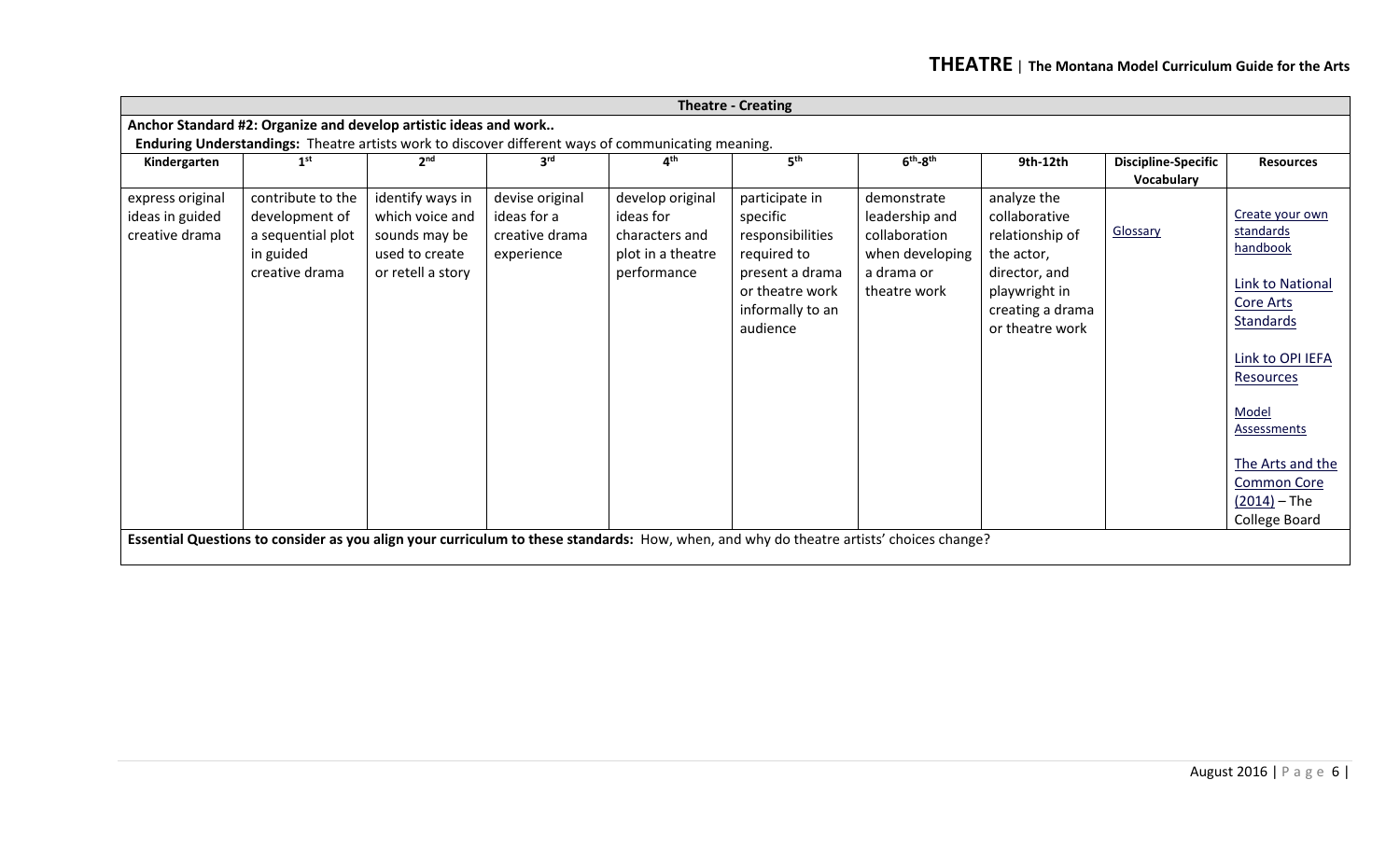## Theatre - Creating

**Anchor Standard #2: Organize and develop artistic ideas and work..**

**Enduring Understandings:** Theatre artists work to discover different ways of communicating meaning.

| Kindergarten | 1st | 2nd | 3rd | 4th | 5th | 6th-8th | 9th-12th | Discipline-Specific Vocabulary | Resources |
|---|---|---|---|---|---|---|---|---|---|
| express original ideas in guided creative drama | contribute to the development of a sequential plot in guided creative drama | identify ways in which voice and sounds may be used to create or retell a story | devise original ideas for a creative drama experience | develop original ideas for characters and plot in a theatre performance | participate in specific responsibilities required to present a drama or theatre work informally to an audience | demonstrate leadership and collaboration when developing a drama or theatre work | analyze the collaborative relationship of the actor, director, and playwright in creating a drama or theatre work | Glossary | Create your own standards handbook<br><br>Link to National Core Arts Standards<br><br>Link to OPI IEFA Resources<br><br>Model Assessments<br><br>The Arts and the Common Core (2014) – The College Board |

**Essential Questions to consider as you align your curriculum to these standards:** How, when, and why do theatre artists' choices change?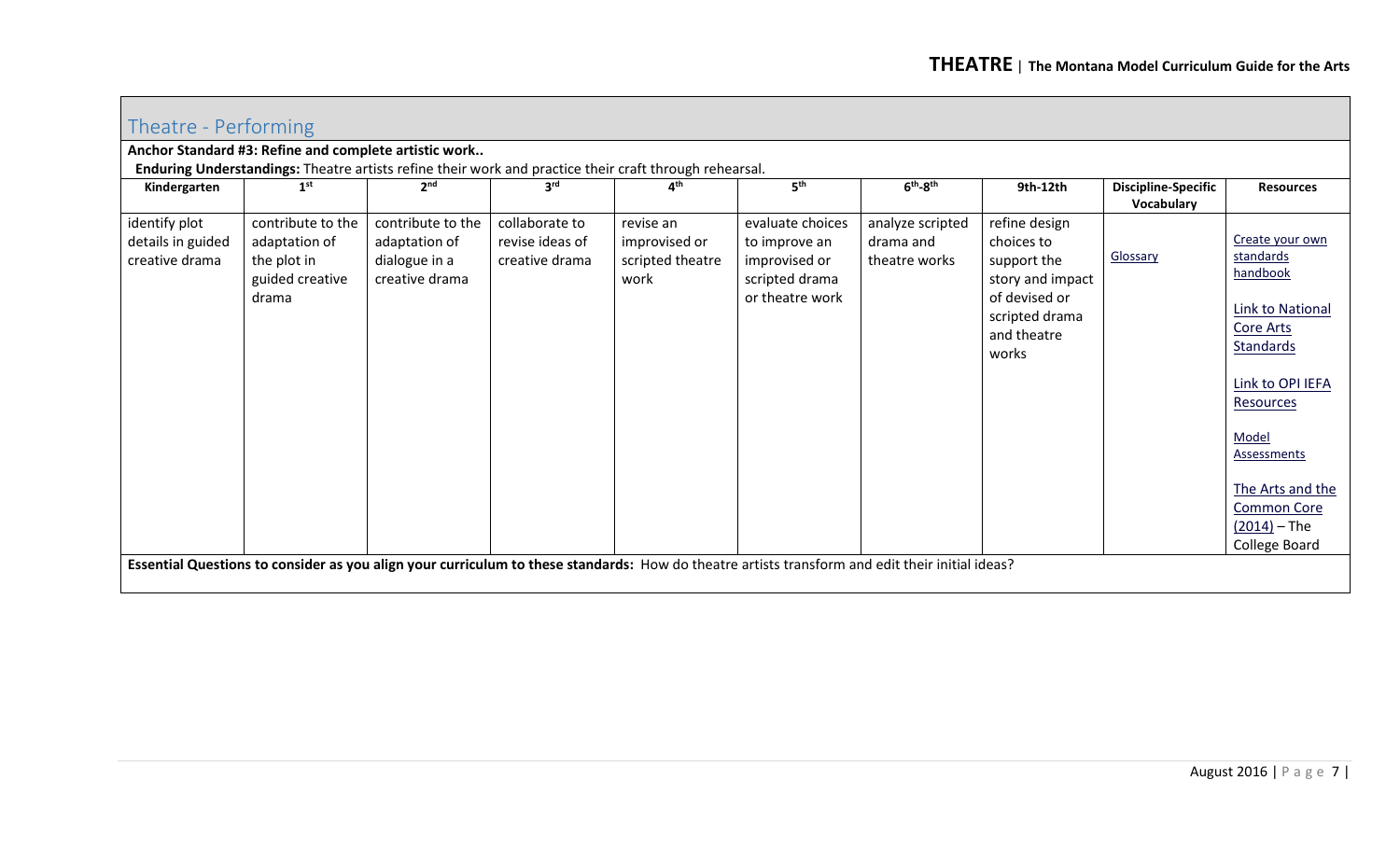## Theatre - Performing

**Anchor Standard #3: Refine and complete artistic work..**

**Enduring Understandings:** Theatre artists refine their work and practice their craft through rehearsal.

| Kindergarten | 1st | 2nd | 3rd | 4th | 5th | 6th-8th | 9th-12th | Discipline-Specific Vocabulary | Resources |
|---|---|---|---|---|---|---|---|---|---|
| identify plot details in guided creative drama | contribute to the adaptation of the plot in guided creative drama | contribute to the adaptation of dialogue in a creative drama | collaborate to revise ideas of creative drama | revise an improvised or scripted theatre work | evaluate choices to improve an improvised or scripted drama or theatre work | analyze scripted drama and theatre works | refine design choices to support the story and impact of devised or scripted drama and theatre works | Glossary | Create your own standards handbook<br><br>Link to National Core Arts Standards<br><br>Link to OPI IEFA Resources<br><br>Model Assessments<br><br>The Arts and the Common Core (2014) – The College Board |

**Essential Questions to consider as you align your curriculum to these standards:** How do theatre artists transform and edit their initial ideas?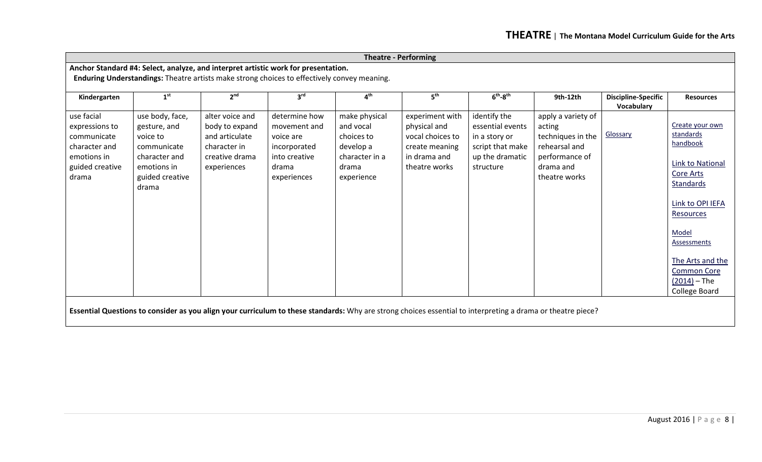**Theatre - Performing**

**Anchor Standard #4: Select, analyze, and interpret artistic work for presentation.**

**Enduring Understandings:** Theatre artists make strong choices to effectively convey meaning.

| Kindergarten | 1st | 2nd | 3rd | 4th | 5th | 6th-8th | 9th-12th | Discipline-Specific Vocabulary | Resources |
|---|---|---|---|---|---|---|---|---|---|
| use facial expressions to communicate character and emotions in guided creative drama | use body, face, gesture, and voice to communicate character and emotions in guided creative drama | alter voice and body to expand and articulate character in creative drama experiences | determine how movement and voice are incorporated into creative drama experiences | make physical and vocal choices to develop a character in a drama experience | experiment with physical and vocal choices to create meaning in drama and theatre works | identify the essential events in a story or script that make up the dramatic structure | apply a variety of acting techniques in the rehearsal and performance of drama and theatre works | Glossary | Create your own standards handbook<br><br>Link to National Core Arts Standards<br><br>Link to OPI IEFA Resources<br><br>Model Assessments<br><br>The Arts and the Common Core (2014) – The College Board |

**Essential Questions to consider as you align your curriculum to these standards:** Why are strong choices essential to interpreting a drama or theatre piece?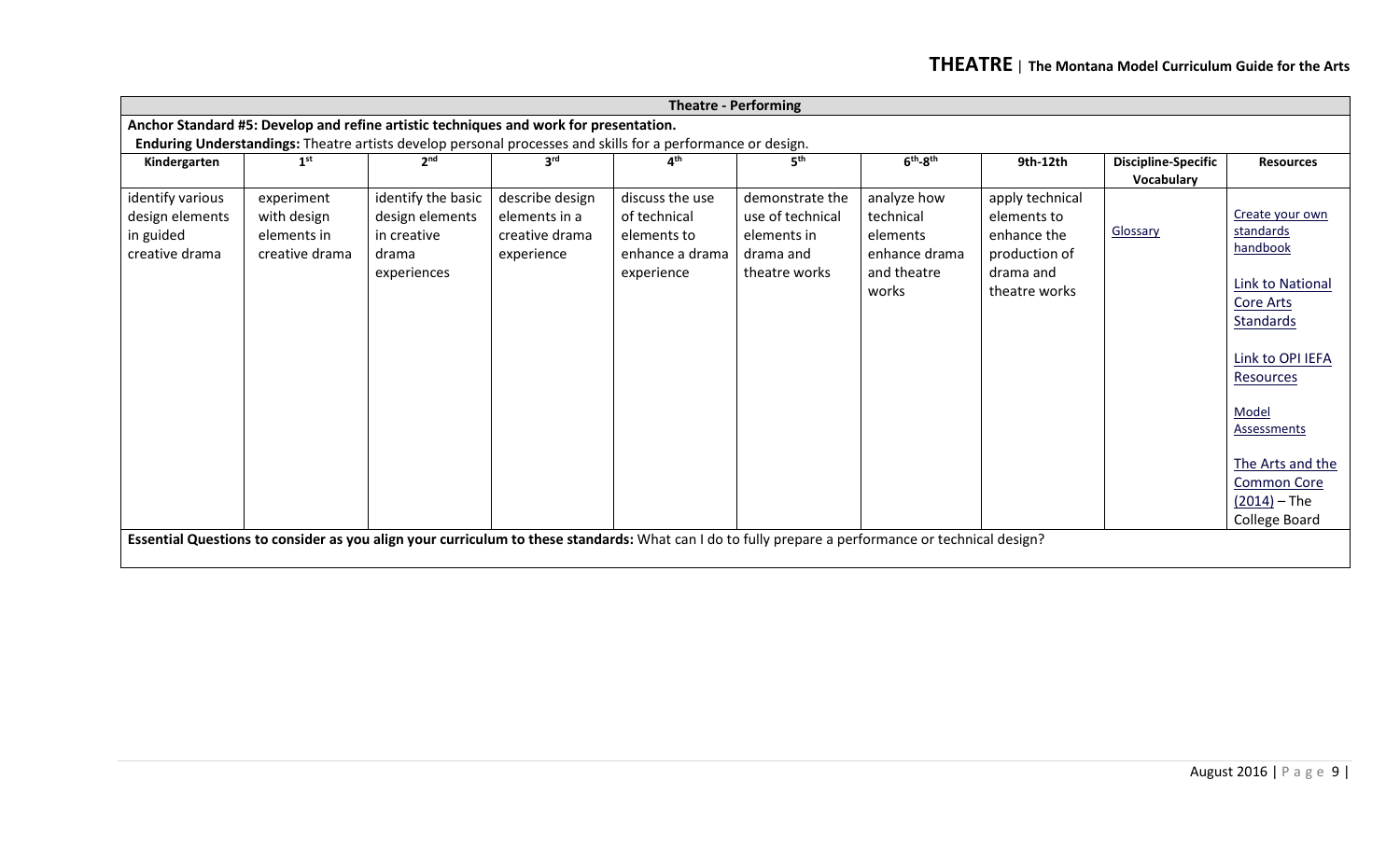| Theatre - Performing | | | | | | | | | |
|---|---|---|---|---|---|---|---|---|---|
| **Anchor Standard #5: Develop and refine artistic techniques and work for presentation.**<br>**Enduring Understandings:** Theatre artists develop personal processes and skills for a performance or design. | | | | | | | | | |
| **Kindergarten** | **1st** | **2nd** | **3rd** | **4th** | **5th** | **6th-8th** | **9th-12th** | **Discipline-Specific Vocabulary** | **Resources** |
| identify various design elements in guided creative drama | experiment with design elements in creative drama | identify the basic design elements in creative drama experiences | describe design elements in a creative drama experience | discuss the use of technical elements to enhance a drama experience | demonstrate the use of technical elements in drama and theatre works | analyze how technical elements enhance drama and theatre works | apply technical elements to enhance the production of drama and theatre works | Glossary | Create your own standards handbook<br><br>Link to National Core Arts Standards<br><br>Link to OPI IEFA Resources<br><br>Model Assessments<br><br>The Arts and the Common Core (2014) – The College Board |
| **Essential Questions to consider as you align your curriculum to these standards:** What can I do to fully prepare a performance or technical design? | | | | | | | | | |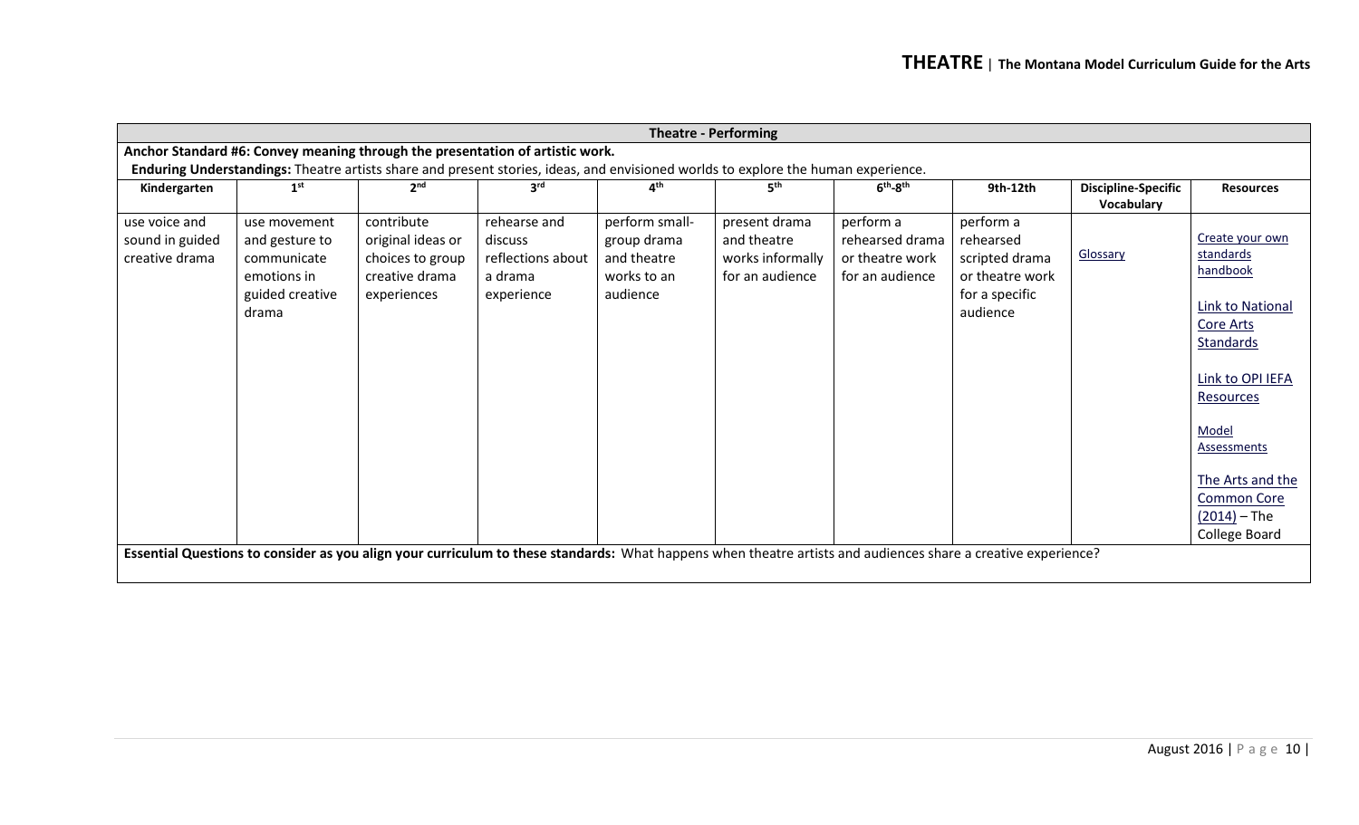| Theatre - Performing | | | | | | | | | |
|---|---|---|---|---|---|---|---|---|---|
| **Anchor Standard #6: Convey meaning through the presentation of artistic work.** | | | | | | | | | |
| **Enduring Understandings:** Theatre artists share and present stories, ideas, and envisioned worlds to explore the human experience. | | | | | | | | | |
| **Kindergarten** | **1st** | **2nd** | **3rd** | **4th** | **5th** | **6th-8th** | **9th-12th** | **Discipline-Specific Vocabulary** | **Resources** |
| use voice and sound in guided creative drama | use movement and gesture to communicate emotions in guided creative drama | contribute original ideas or choices to group creative drama experiences | rehearse and discuss reflections about a drama experience | perform small-group drama and theatre works to an audience | present drama and theatre works informally for an audience | perform a rehearsed drama or theatre work for an audience | perform a rehearsed scripted drama or theatre work for a specific audience | Glossary | Create your own standards handbook<br><br>Link to National Core Arts Standards<br><br>Link to OPI IEFA Resources<br><br>Model Assessments<br><br>The Arts and the Common Core (2014) – The College Board |
| **Essential Questions to consider as you align your curriculum to these standards:** What happens when theatre artists and audiences share a creative experience? | | | | | | | | | |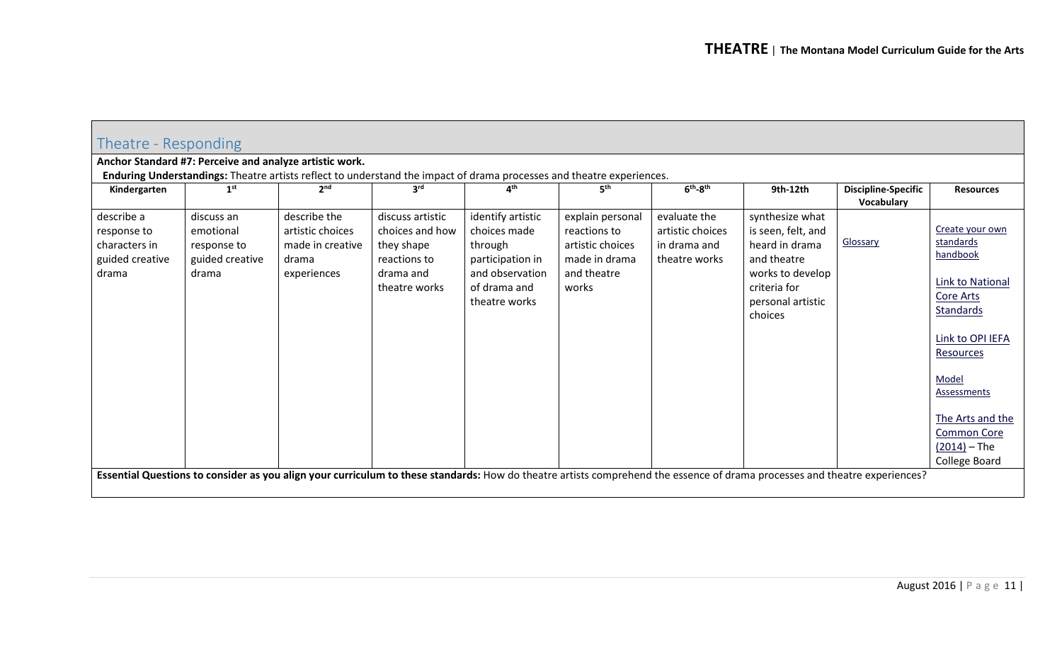## Theatre - Responding

**Anchor Standard #7: Perceive and analyze artistic work.**

**Enduring Understandings:** Theatre artists reflect to understand the impact of drama processes and theatre experiences.

| Kindergarten | 1st | 2nd | 3rd | 4th | 5th | 6th-8th | 9th-12th | Discipline-Specific Vocabulary | Resources |
|---|---|---|---|---|---|---|---|---|---|
| describe a response to characters in guided creative drama | discuss an emotional response to guided creative drama | describe the artistic choices made in creative drama experiences | discuss artistic choices and how they shape reactions to drama and theatre works | identify artistic choices made through participation in and observation of drama and theatre works | explain personal reactions to artistic choices made in drama and theatre works | evaluate the artistic choices in drama and theatre works | synthesize what is seen, felt, and heard in drama and theatre works to develop criteria for personal artistic choices | Glossary | Create your own standards handbook<br><br>Link to National Core Arts Standards<br><br>Link to OPI IEFA Resources<br><br>Model Assessments<br><br>The Arts and the Common Core (2014) – The College Board |

**Essential Questions to consider as you align your curriculum to these standards:** How do theatre artists comprehend the essence of drama processes and theatre experiences?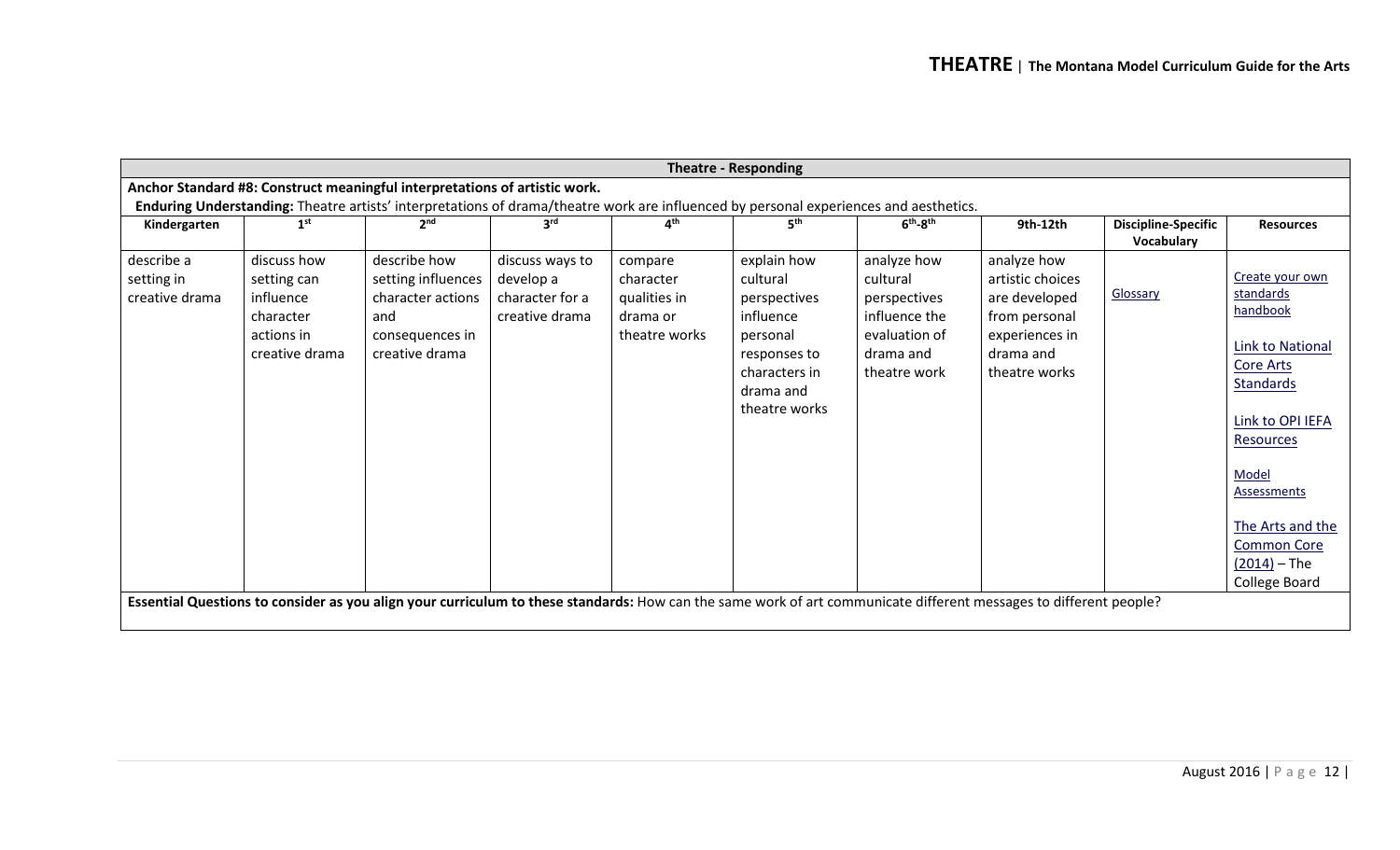| Theatre - Responding | | | | | | | | | |
|---|---|---|---|---|---|---|---|---|---|
| **Anchor Standard #8: Construct meaningful interpretations of artistic work.** | | | | | | | | | |
| **Enduring Understanding:** Theatre artists' interpretations of drama/theatre work are influenced by personal experiences and aesthetics. | | | | | | | | | |
| **Kindergarten** | **1st** | **2nd** | **3rd** | **4th** | **5th** | **6th-8th** | **9th-12th** | **Discipline-Specific Vocabulary** | **Resources** |
| describe a setting in creative drama | discuss how setting can influence character actions in creative drama | describe how setting influences character actions and consequences in creative drama | discuss ways to develop a character for a creative drama | compare character qualities in drama or theatre works | explain how cultural perspectives influence personal responses to characters in drama and theatre works | analyze how cultural perspectives influence the evaluation of drama and theatre work | analyze how artistic choices are developed from personal experiences in drama and theatre works | Glossary | Create your own standards handbook<br><br>Link to National Core Arts Standards<br><br>Link to OPI IEFA Resources<br><br>Model Assessments<br><br>The Arts and the Common Core (2014) – The College Board |
| **Essential Questions to consider as you align your curriculum to these standards:** How can the same work of art communicate different messages to different people? | | | | | | | | | |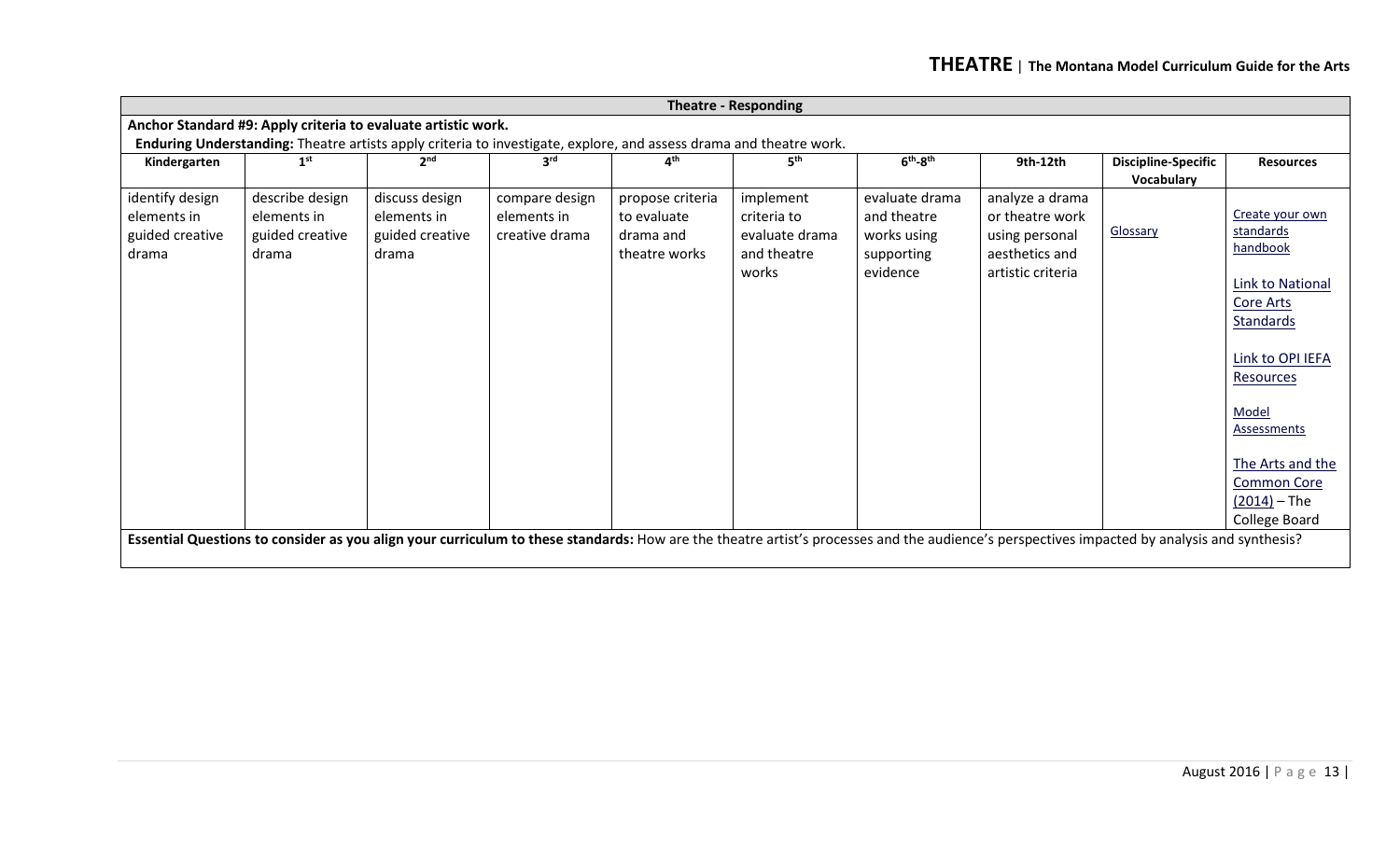## Theatre - Responding

**Anchor Standard #9: Apply criteria to evaluate artistic work.**

**Enduring Understanding:** Theatre artists apply criteria to investigate, explore, and assess drama and theatre work.

| Kindergarten | 1st | 2nd | 3rd | 4th | 5th | 6th-8th | 9th-12th | Discipline-Specific Vocabulary | Resources |
|---|---|---|---|---|---|---|---|---|---|
| identify design elements in guided creative drama | describe design elements in guided creative drama | discuss design elements in guided creative drama | compare design elements in creative drama | propose criteria to evaluate drama and theatre works | implement criteria to evaluate drama and theatre works | evaluate drama and theatre works using supporting evidence | analyze a drama or theatre work using personal aesthetics and artistic criteria | Glossary | Create your own standards handbook<br><br>Link to National Core Arts Standards<br><br>Link to OPI IEFA Resources<br><br>Model Assessments<br><br>The Arts and the Common Core (2014) – The College Board |

**Essential Questions to consider as you align your curriculum to these standards:** How are the theatre artist's processes and the audience's perspectives impacted by analysis and synthesis?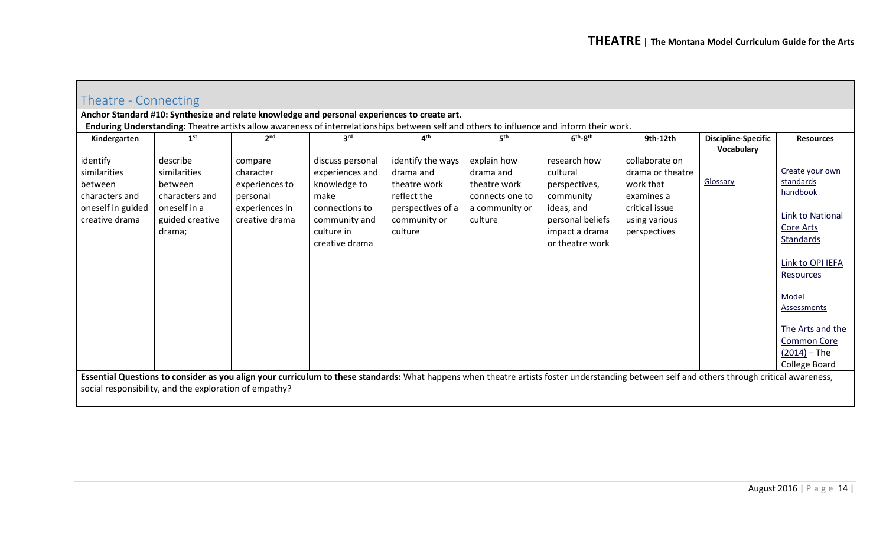## Theatre - Connecting

**Anchor Standard #10: Synthesize and relate knowledge and personal experiences to create art.**

**Enduring Understanding:** Theatre artists allow awareness of interrelationships between self and others to influence and inform their work.

| Kindergarten | 1st | 2nd | 3rd | 4th | 5th | 6th-8th | 9th-12th | Discipline-Specific Vocabulary | Resources |
|---|---|---|---|---|---|---|---|---|---|
| identify similarities between characters and oneself in guided creative drama | describe similarities between characters and oneself in a guided creative drama; | compare character experiences to personal experiences in creative drama | discuss personal experiences and knowledge to make connections to community and culture in creative drama | identify the ways drama and theatre work reflect the perspectives of a community or culture | explain how drama and theatre work connects one to a community or culture | research how cultural perspectives, community ideas, and personal beliefs impact a drama or theatre work | collaborate on drama or theatre work that examines a critical issue using various perspectives | Glossary | Create your own standards handbook<br><br>Link to National Core Arts Standards<br><br>Link to OPI IEFA Resources<br><br>Model Assessments<br><br>The Arts and the Common Core (2014) – The College Board |

**Essential Questions to consider as you align your curriculum to these standards:** What happens when theatre artists foster understanding between self and others through critical awareness, social responsibility, and the exploration of empathy?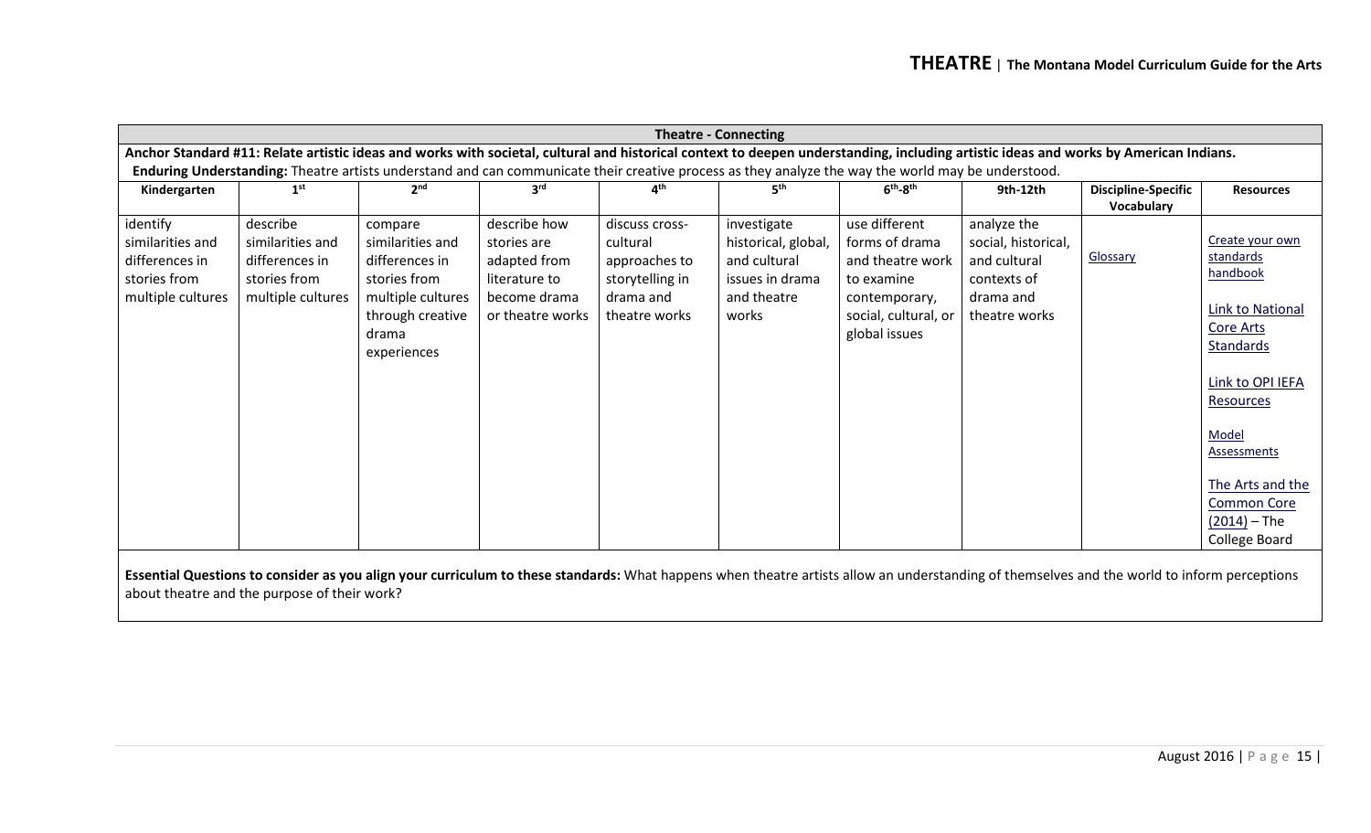| Theatre - Connecting | | | | | | | | | |
|---|---|---|---|---|---|---|---|---|---|
| **Anchor Standard #11: Relate artistic ideas and works with societal, cultural and historical context to deepen understanding, including artistic ideas and works by American Indians.** **Enduring Understanding:** Theatre artists understand and can communicate their creative process as they analyze the way the world may be understood. | | | | | | | | | |
| **Kindergarten** | **1st** | **2nd** | **3rd** | **4th** | **5th** | **6th-8th** | **9th-12th** | **Discipline-Specific Vocabulary** | **Resources** |
| identify similarities and differences in stories from multiple cultures | describe similarities and differences in stories from multiple cultures | compare similarities and differences in stories from multiple cultures through creative drama experiences | describe how stories are adapted from literature to become drama or theatre works | discuss cross-cultural approaches to storytelling in drama and theatre works | investigate historical, global, and cultural issues in drama and theatre works | use different forms of drama and theatre work to examine contemporary, social, cultural, or global issues | analyze the social, historical, and cultural contexts of drama and theatre works | Glossary | Create your own standards handbook<br><br>Link to National Core Arts Standards<br><br>Link to OPI IEFA Resources<br><br>Model Assessments<br><br>The Arts and the Common Core (2014) – The College Board |

**Essential Questions to consider as you align your curriculum to these standards:** What happens when theatre artists allow an understanding of themselves and the world to inform perceptions about theatre and the purpose of their work?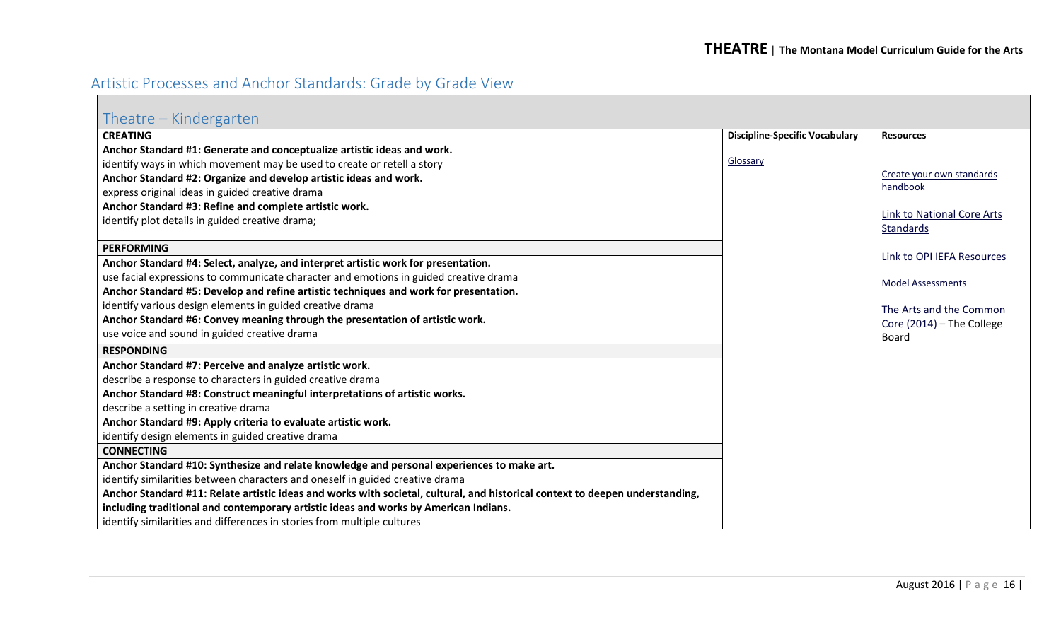## Artistic Processes and Anchor Standards: Grade by Grade View

### Theatre – Kindergarten

| | Discipline-Specific Vocabulary | Resources |
|---|---|---|
| **CREATING**<br>**Anchor Standard #1: Generate and conceptualize artistic ideas and work.**<br>identify ways in which movement may be used to create or retell a story<br>**Anchor Standard #2: Organize and develop artistic ideas and work.**<br>express original ideas in guided creative drama<br>**Anchor Standard #3: Refine and complete artistic work.**<br>identify plot details in guided creative drama; | Glossary | Create your own standards handbook<br><br>Link to National Core Arts Standards<br><br>Link to OPI IEFA Resources<br><br>Model Assessments<br><br>The Arts and the Common Core (2014) – The College Board |
| **PERFORMING**<br>**Anchor Standard #4: Select, analyze, and interpret artistic work for presentation.**<br>use facial expressions to communicate character and emotions in guided creative drama<br>**Anchor Standard #5: Develop and refine artistic techniques and work for presentation.**<br>identify various design elements in guided creative drama<br>**Anchor Standard #6: Convey meaning through the presentation of artistic work.**<br>use voice and sound in guided creative drama | | |
| **RESPONDING**<br>**Anchor Standard #7: Perceive and analyze artistic work.**<br>describe a response to characters in guided creative drama<br>**Anchor Standard #8: Construct meaningful interpretations of artistic works.**<br>describe a setting in creative drama<br>**Anchor Standard #9: Apply criteria to evaluate artistic work.**<br>identify design elements in guided creative drama | | |
| **CONNECTING**<br>**Anchor Standard #10: Synthesize and relate knowledge and personal experiences to make art.**<br>identify similarities between characters and oneself in guided creative drama<br>**Anchor Standard #11: Relate artistic ideas and works with societal, cultural, and historical context to deepen understanding, including traditional and contemporary artistic ideas and works by American Indians.**<br>identify similarities and differences in stories from multiple cultures | | |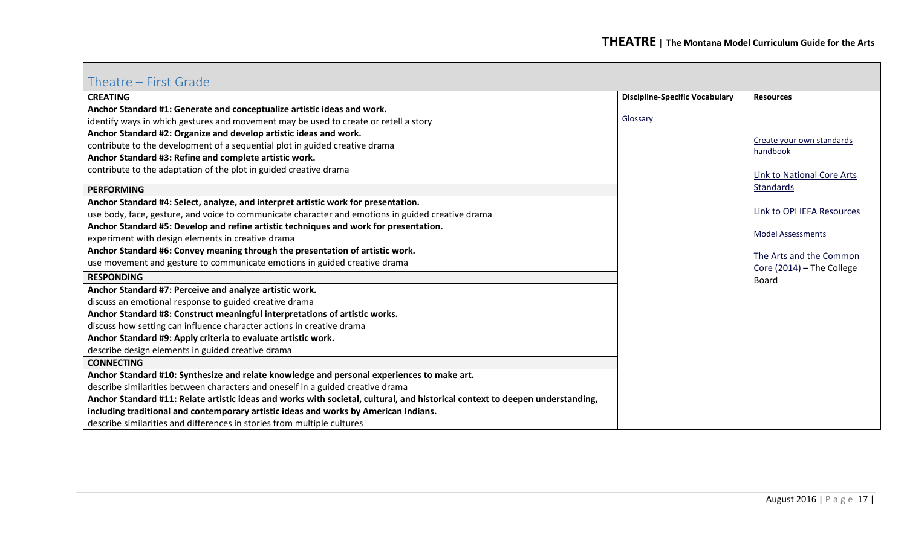## Theatre – First Grade

| | Discipline-Specific Vocabulary | Resources |
|---|---|---|
| **CREATING** | Glossary | Create your own standards handbook<br><br>Link to National Core Arts Standards<br><br>Link to OPI IEFA Resources<br><br>Model Assessments<br><br>The Arts and the Common Core (2014) – The College Board |
| **Anchor Standard #1: Generate and conceptualize artistic ideas and work.** | | |
| identify ways in which gestures and movement may be used to create or retell a story | | |
| **Anchor Standard #2: Organize and develop artistic ideas and work.** | | |
| contribute to the development of a sequential plot in guided creative drama | | |
| **Anchor Standard #3: Refine and complete artistic work.** | | |
| contribute to the adaptation of the plot in guided creative drama | | |
| **PERFORMING** | | |
| **Anchor Standard #4: Select, analyze, and interpret artistic work for presentation.** | | |
| use body, face, gesture, and voice to communicate character and emotions in guided creative drama | | |
| **Anchor Standard #5: Develop and refine artistic techniques and work for presentation.** | | |
| experiment with design elements in creative drama | | |
| **Anchor Standard #6: Convey meaning through the presentation of artistic work.** | | |
| use movement and gesture to communicate emotions in guided creative drama | | |
| **RESPONDING** | | |
| **Anchor Standard #7: Perceive and analyze artistic work.** | | |
| discuss an emotional response to guided creative drama | | |
| **Anchor Standard #8: Construct meaningful interpretations of artistic works.** | | |
| discuss how setting can influence character actions in creative drama | | |
| **Anchor Standard #9: Apply criteria to evaluate artistic work.** | | |
| describe design elements in guided creative drama | | |
| **CONNECTING** | | |
| **Anchor Standard #10: Synthesize and relate knowledge and personal experiences to make art.** | | |
| describe similarities between characters and oneself in a guided creative drama | | |
| **Anchor Standard #11: Relate artistic ideas and works with societal, cultural, and historical context to deepen understanding, including traditional and contemporary artistic ideas and works by American Indians.** | | |
| describe similarities and differences in stories from multiple cultures | | |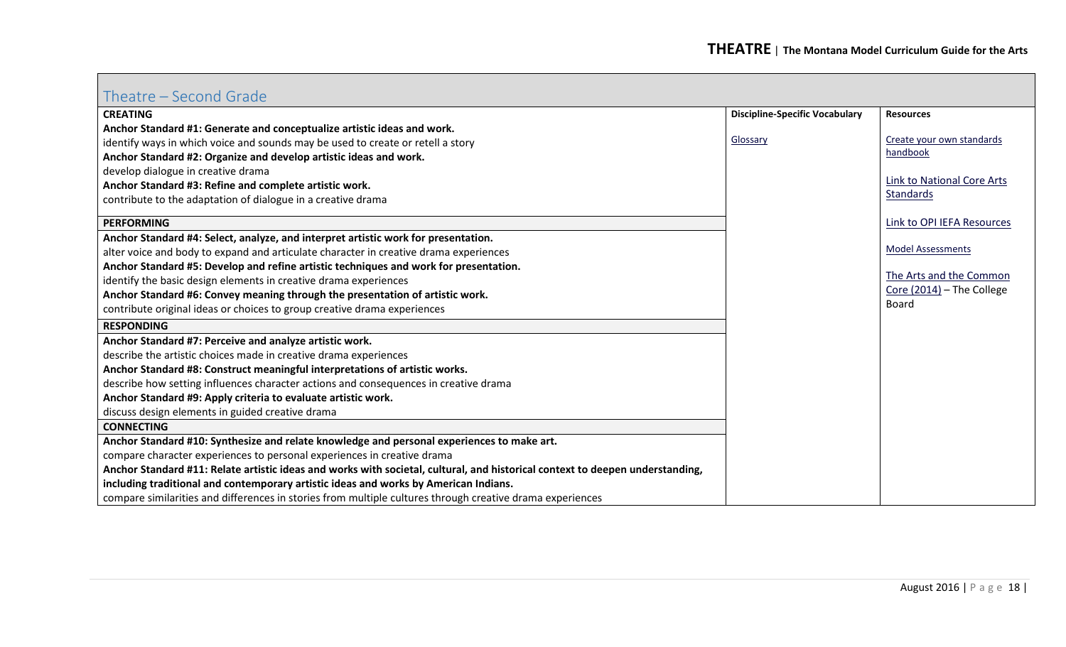## Theatre – Second Grade

| CREATING | Discipline-Specific Vocabulary | Resources |
|---|---|---|
| **Anchor Standard #1: Generate and conceptualize artistic ideas and work.**<br>identify ways in which voice and sounds may be used to create or retell a story<br>**Anchor Standard #2: Organize and develop artistic ideas and work.**<br>develop dialogue in creative drama<br>**Anchor Standard #3: Refine and complete artistic work.**<br>contribute to the adaptation of dialogue in a creative drama | Glossary | Create your own standards handbook<br><br>Link to National Core Arts Standards<br><br>Link to OPI IEFA Resources<br><br>Model Assessments<br><br>The Arts and the Common Core (2014) – The College Board |
| **PERFORMING** | | |
| **Anchor Standard #4: Select, analyze, and interpret artistic work for presentation.**<br>alter voice and body to expand and articulate character in creative drama experiences<br>**Anchor Standard #5: Develop and refine artistic techniques and work for presentation.**<br>identify the basic design elements in creative drama experiences<br>**Anchor Standard #6: Convey meaning through the presentation of artistic work.**<br>contribute original ideas or choices to group creative drama experiences | | |
| **RESPONDING** | | |
| **Anchor Standard #7: Perceive and analyze artistic work.**<br>describe the artistic choices made in creative drama experiences<br>**Anchor Standard #8: Construct meaningful interpretations of artistic works.**<br>describe how setting influences character actions and consequences in creative drama<br>**Anchor Standard #9: Apply criteria to evaluate artistic work.**<br>discuss design elements in guided creative drama | | |
| **CONNECTING** | | |
| **Anchor Standard #10: Synthesize and relate knowledge and personal experiences to make art.**<br>compare character experiences to personal experiences in creative drama<br>**Anchor Standard #11: Relate artistic ideas and works with societal, cultural, and historical context to deepen understanding, including traditional and contemporary artistic ideas and works by American Indians.**<br>compare similarities and differences in stories from multiple cultures through creative drama experiences | | |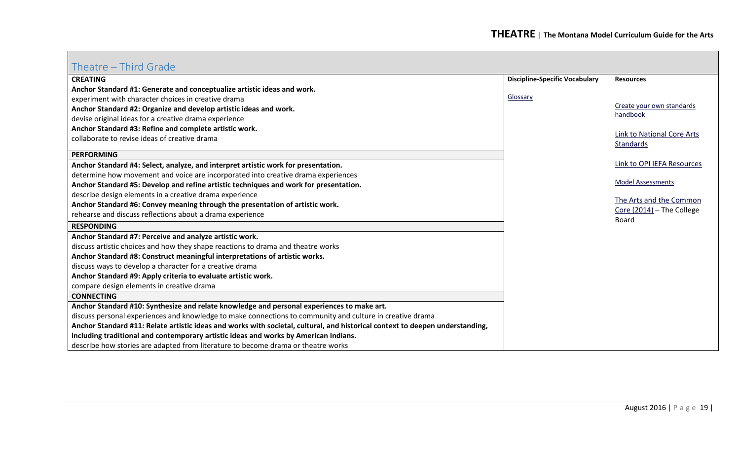## Theatre – Third Grade

| | Discipline-Specific Vocabulary | Resources |
|---|---|---|
| **CREATING** | Glossary | Create your own standards handbook |
| **Anchor Standard #1: Generate and conceptualize artistic ideas and work.** | | Link to National Core Arts Standards |
| experiment with character choices in creative drama | | Link to OPI IEFA Resources |
| **Anchor Standard #2: Organize and develop artistic ideas and work.** | | Model Assessments |
| devise original ideas for a creative drama experience | | The Arts and the Common Core (2014) – The College Board |
| **Anchor Standard #3: Refine and complete artistic work.** | | |
| collaborate to revise ideas of creative drama | | |
| **PERFORMING** | | |
| **Anchor Standard #4: Select, analyze, and interpret artistic work for presentation.** | | |
| determine how movement and voice are incorporated into creative drama experiences | | |
| **Anchor Standard #5: Develop and refine artistic techniques and work for presentation.** | | |
| describe design elements in a creative drama experience | | |
| **Anchor Standard #6: Convey meaning through the presentation of artistic work.** | | |
| rehearse and discuss reflections about a drama experience | | |
| **RESPONDING** | | |
| **Anchor Standard #7: Perceive and analyze artistic work.** | | |
| discuss artistic choices and how they shape reactions to drama and theatre works | | |
| **Anchor Standard #8: Construct meaningful interpretations of artistic works.** | | |
| discuss ways to develop a character for a creative drama | | |
| **Anchor Standard #9: Apply criteria to evaluate artistic work.** | | |
| compare design elements in creative drama | | |
| **CONNECTING** | | |
| **Anchor Standard #10: Synthesize and relate knowledge and personal experiences to make art.** | | |
| discuss personal experiences and knowledge to make connections to community and culture in creative drama | | |
| **Anchor Standard #11: Relate artistic ideas and works with societal, cultural, and historical context to deepen understanding, including traditional and contemporary artistic ideas and works by American Indians.** | | |
| describe how stories are adapted from literature to become drama or theatre works | | |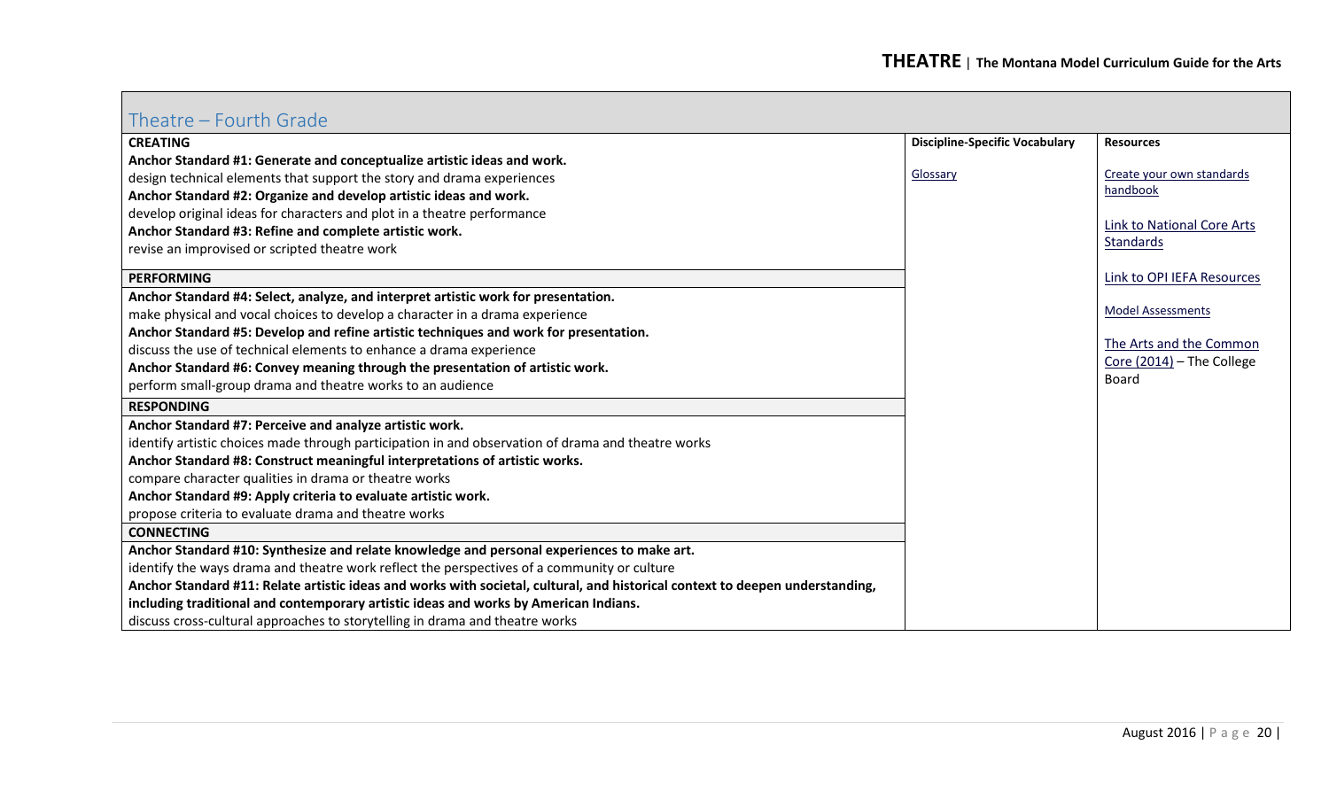## Theatre – Fourth Grade

| CREATING | Discipline-Specific Vocabulary | Resources |
|---|---|---|
| **Anchor Standard #1: Generate and conceptualize artistic ideas and work.**<br>design technical elements that support the story and drama experiences<br>**Anchor Standard #2: Organize and develop artistic ideas and work.**<br>develop original ideas for characters and plot in a theatre performance<br>**Anchor Standard #3: Refine and complete artistic work.**<br>revise an improvised or scripted theatre work | Glossary | Create your own standards handbook<br><br>Link to National Core Arts Standards<br><br>Link to OPI IEFA Resources<br><br>Model Assessments<br><br>The Arts and the Common Core (2014) – The College Board |
| **PERFORMING** | | |
| **Anchor Standard #4: Select, analyze, and interpret artistic work for presentation.**<br>make physical and vocal choices to develop a character in a drama experience<br>**Anchor Standard #5: Develop and refine artistic techniques and work for presentation.**<br>discuss the use of technical elements to enhance a drama experience<br>**Anchor Standard #6: Convey meaning through the presentation of artistic work.**<br>perform small-group drama and theatre works to an audience | | |
| **RESPONDING** | | |
| **Anchor Standard #7: Perceive and analyze artistic work.**<br>identify artistic choices made through participation in and observation of drama and theatre works<br>**Anchor Standard #8: Construct meaningful interpretations of artistic works.**<br>compare character qualities in drama or theatre works<br>**Anchor Standard #9: Apply criteria to evaluate artistic work.**<br>propose criteria to evaluate drama and theatre works | | |
| **CONNECTING** | | |
| **Anchor Standard #10: Synthesize and relate knowledge and personal experiences to make art.**<br>identify the ways drama and theatre work reflect the perspectives of a community or culture<br>**Anchor Standard #11: Relate artistic ideas and works with societal, cultural, and historical context to deepen understanding, including traditional and contemporary artistic ideas and works by American Indians.**<br>discuss cross-cultural approaches to storytelling in drama and theatre works | | |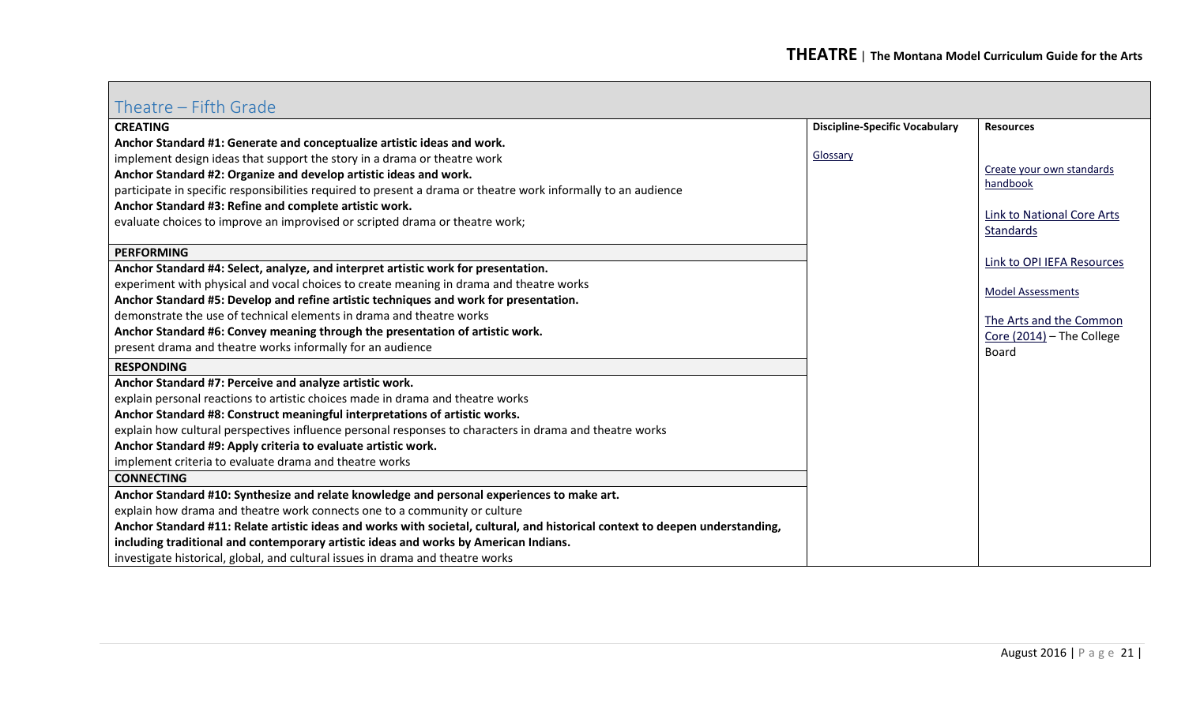## Theatre – Fifth Grade

| | Discipline-Specific Vocabulary | Resources |
|---|---|---|
| **CREATING** | Glossary | Create your own standards handbook<br><br>Link to National Core Arts Standards<br><br>Link to OPI IEFA Resources<br><br>Model Assessments<br><br>The Arts and the Common Core (2014) – The College Board |
| **Anchor Standard #1: Generate and conceptualize artistic ideas and work.** | | |
| implement design ideas that support the story in a drama or theatre work | | |
| **Anchor Standard #2: Organize and develop artistic ideas and work.** | | |
| participate in specific responsibilities required to present a drama or theatre work informally to an audience | | |
| **Anchor Standard #3: Refine and complete artistic work.** | | |
| evaluate choices to improve an improvised or scripted drama or theatre work; | | |
| **PERFORMING** | | |
| **Anchor Standard #4: Select, analyze, and interpret artistic work for presentation.** | | |
| experiment with physical and vocal choices to create meaning in drama and theatre works | | |
| **Anchor Standard #5: Develop and refine artistic techniques and work for presentation.** | | |
| demonstrate the use of technical elements in drama and theatre works | | |
| **Anchor Standard #6: Convey meaning through the presentation of artistic work.** | | |
| present drama and theatre works informally for an audience | | |
| **RESPONDING** | | |
| **Anchor Standard #7: Perceive and analyze artistic work.** | | |
| explain personal reactions to artistic choices made in drama and theatre works | | |
| **Anchor Standard #8: Construct meaningful interpretations of artistic works.** | | |
| explain how cultural perspectives influence personal responses to characters in drama and theatre works | | |
| **Anchor Standard #9: Apply criteria to evaluate artistic work.** | | |
| implement criteria to evaluate drama and theatre works | | |
| **CONNECTING** | | |
| **Anchor Standard #10: Synthesize and relate knowledge and personal experiences to make art.** | | |
| explain how drama and theatre work connects one to a community or culture | | |
| **Anchor Standard #11: Relate artistic ideas and works with societal, cultural, and historical context to deepen understanding, including traditional and contemporary artistic ideas and works by American Indians.** | | |
| investigate historical, global, and cultural issues in drama and theatre works | | |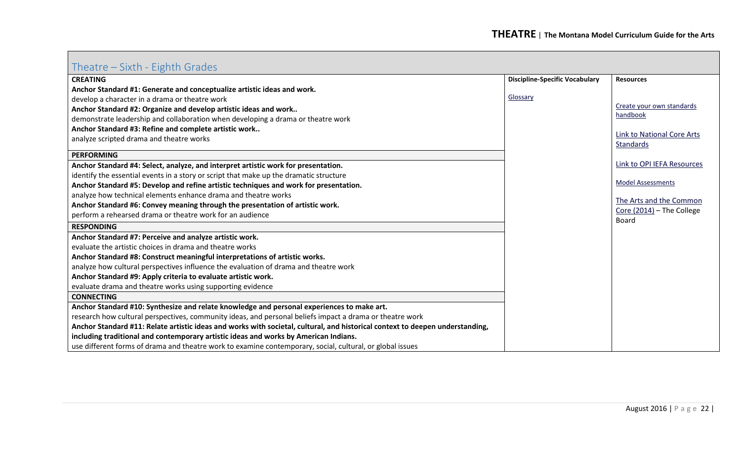## Theatre – Sixth - Eighth Grades

| CREATING | Discipline-Specific Vocabulary | Resources |
|---|---|---|
| **Anchor Standard #1: Generate and conceptualize artistic ideas and work.**<br>develop a character in a drama or theatre work<br>**Anchor Standard #2: Organize and develop artistic ideas and work..**<br>demonstrate leadership and collaboration when developing a drama or theatre work<br>**Anchor Standard #3: Refine and complete artistic work..**<br>analyze scripted drama and theatre works | Glossary | Create your own standards handbook<br><br>Link to National Core Arts Standards<br><br>Link to OPI IEFA Resources<br><br>Model Assessments<br><br>The Arts and the Common Core (2014) – The College Board |
| **PERFORMING** | | |
| **Anchor Standard #4: Select, analyze, and interpret artistic work for presentation.**<br>identify the essential events in a story or script that make up the dramatic structure<br>**Anchor Standard #5: Develop and refine artistic techniques and work for presentation.**<br>analyze how technical elements enhance drama and theatre works<br>**Anchor Standard #6: Convey meaning through the presentation of artistic work.**<br>perform a rehearsed drama or theatre work for an audience | | |
| **RESPONDING** | | |
| **Anchor Standard #7: Perceive and analyze artistic work.**<br>evaluate the artistic choices in drama and theatre works<br>**Anchor Standard #8: Construct meaningful interpretations of artistic works.**<br>analyze how cultural perspectives influence the evaluation of drama and theatre work<br>**Anchor Standard #9: Apply criteria to evaluate artistic work.**<br>evaluate drama and theatre works using supporting evidence | | |
| **CONNECTING** | | |
| **Anchor Standard #10: Synthesize and relate knowledge and personal experiences to make art.**<br>research how cultural perspectives, community ideas, and personal beliefs impact a drama or theatre work<br>**Anchor Standard #11: Relate artistic ideas and works with societal, cultural, and historical context to deepen understanding, including traditional and contemporary artistic ideas and works by American Indians.**<br>use different forms of drama and theatre work to examine contemporary, social, cultural, or global issues | | |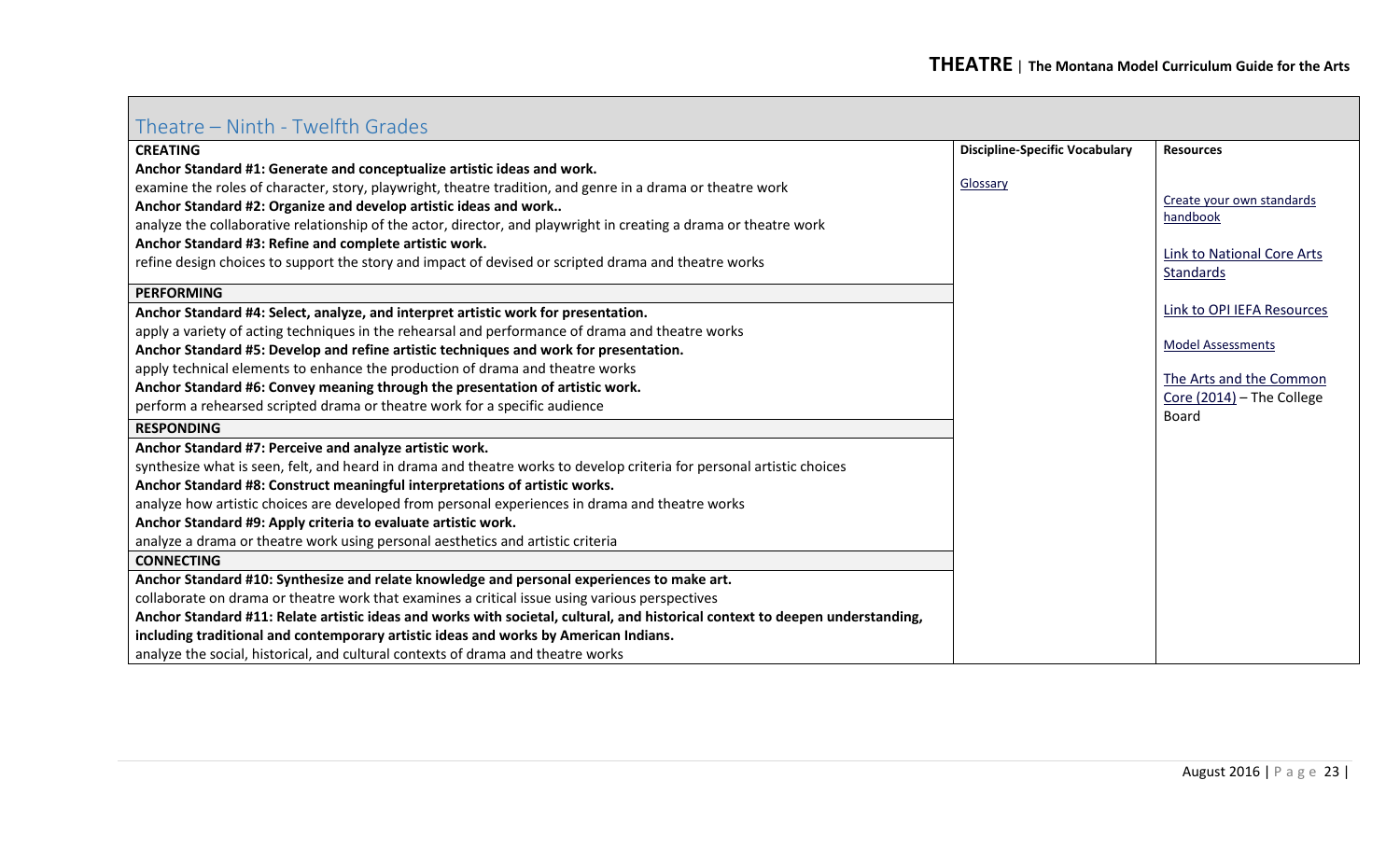## Theatre – Ninth - Twelfth Grades

| | Discipline-Specific Vocabulary | Resources |
|---|---|---|
| **CREATING** | Glossary | Create your own standards handbook |
| **Anchor Standard #1: Generate and conceptualize artistic ideas and work.** | | Link to National Core Arts Standards |
| examine the roles of character, story, playwright, theatre tradition, and genre in a drama or theatre work | | Link to OPI IEFA Resources |
| **Anchor Standard #2: Organize and develop artistic ideas and work..** | | Model Assessments |
| analyze the collaborative relationship of the actor, director, and playwright in creating a drama or theatre work | | The Arts and the Common Core (2014) – The College Board |
| **Anchor Standard #3: Refine and complete artistic work.** | | |
| refine design choices to support the story and impact of devised or scripted drama and theatre works | | |
| **PERFORMING** | | |
| **Anchor Standard #4: Select, analyze, and interpret artistic work for presentation.** | | |
| apply a variety of acting techniques in the rehearsal and performance of drama and theatre works | | |
| **Anchor Standard #5: Develop and refine artistic techniques and work for presentation.** | | |
| apply technical elements to enhance the production of drama and theatre works | | |
| **Anchor Standard #6: Convey meaning through the presentation of artistic work.** | | |
| perform a rehearsed scripted drama or theatre work for a specific audience | | |
| **RESPONDING** | | |
| **Anchor Standard #7: Perceive and analyze artistic work.** | | |
| synthesize what is seen, felt, and heard in drama and theatre works to develop criteria for personal artistic choices | | |
| **Anchor Standard #8: Construct meaningful interpretations of artistic works.** | | |
| analyze how artistic choices are developed from personal experiences in drama and theatre works | | |
| **Anchor Standard #9: Apply criteria to evaluate artistic work.** | | |
| analyze a drama or theatre work using personal aesthetics and artistic criteria | | |
| **CONNECTING** | | |
| **Anchor Standard #10: Synthesize and relate knowledge and personal experiences to make art.** | | |
| collaborate on drama or theatre work that examines a critical issue using various perspectives | | |
| **Anchor Standard #11: Relate artistic ideas and works with societal, cultural, and historical context to deepen understanding, including traditional and contemporary artistic ideas and works by American Indians.** | | |
| analyze the social, historical, and cultural contexts of drama and theatre works | | |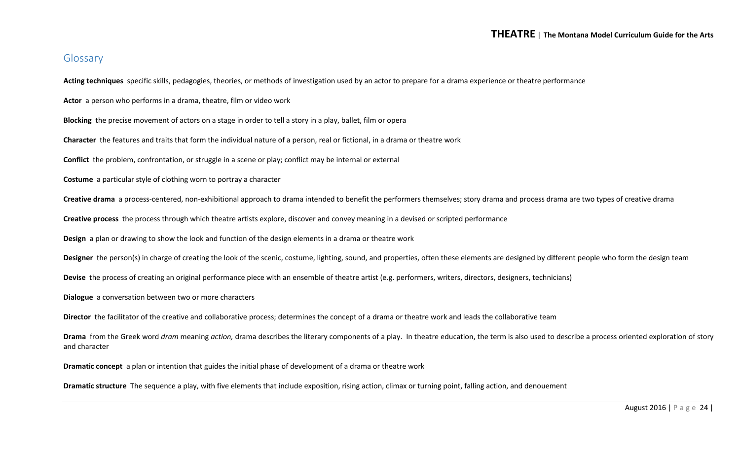## Glossary

**Acting techniques** specific skills, pedagogies, theories, or methods of investigation used by an actor to prepare for a drama experience or theatre performance

**Actor** a person who performs in a drama, theatre, film or video work

**Blocking** the precise movement of actors on a stage in order to tell a story in a play, ballet, film or opera

**Character** the features and traits that form the individual nature of a person, real or fictional, in a drama or theatre work

**Conflict** the problem, confrontation, or struggle in a scene or play; conflict may be internal or external

**Costume** a particular style of clothing worn to portray a character

**Creative drama** a process-centered, non-exhibitional approach to drama intended to benefit the performers themselves; story drama and process drama are two types of creative drama

**Creative process** the process through which theatre artists explore, discover and convey meaning in a devised or scripted performance

**Design** a plan or drawing to show the look and function of the design elements in a drama or theatre work

**Designer** the person(s) in charge of creating the look of the scenic, costume, lighting, sound, and properties, often these elements are designed by different people who form the design team

**Devise** the process of creating an original performance piece with an ensemble of theatre artist (e.g. performers, writers, directors, designers, technicians)

**Dialogue** a conversation between two or more characters

**Director** the facilitator of the creative and collaborative process; determines the concept of a drama or theatre work and leads the collaborative team

**Drama** from the Greek word *dram* meaning *action,* drama describes the literary components of a play. In theatre education, the term is also used to describe a process oriented exploration of story and character

**Dramatic concept** a plan or intention that guides the initial phase of development of a drama or theatre work

**Dramatic structure** The sequence a play, with five elements that include exposition, rising action, climax or turning point, falling action, and denouement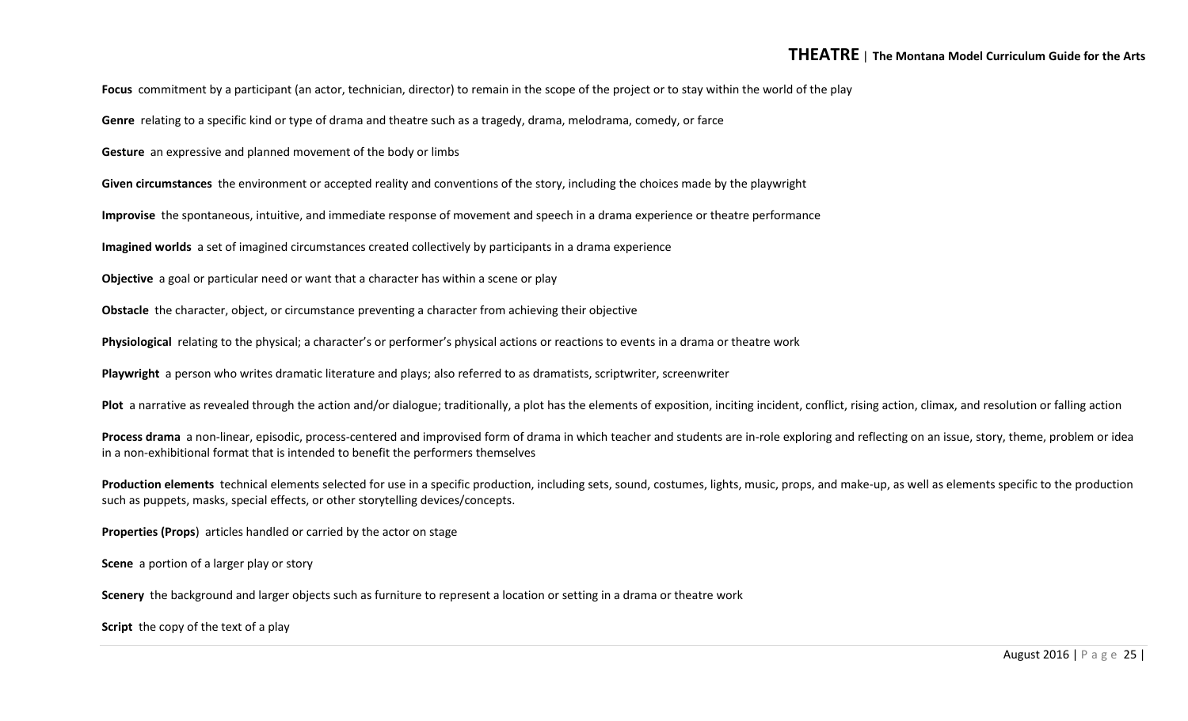**Focus** commitment by a participant (an actor, technician, director) to remain in the scope of the project or to stay within the world of the play

**Genre** relating to a specific kind or type of drama and theatre such as a tragedy, drama, melodrama, comedy, or farce

**Gesture** an expressive and planned movement of the body or limbs

**Given circumstances** the environment or accepted reality and conventions of the story, including the choices made by the playwright

**Improvise** the spontaneous, intuitive, and immediate response of movement and speech in a drama experience or theatre performance

**Imagined worlds** a set of imagined circumstances created collectively by participants in a drama experience

**Objective** a goal or particular need or want that a character has within a scene or play

**Obstacle** the character, object, or circumstance preventing a character from achieving their objective

**Physiological** relating to the physical; a character's or performer's physical actions or reactions to events in a drama or theatre work

**Playwright** a person who writes dramatic literature and plays; also referred to as dramatists, scriptwriter, screenwriter

**Plot** a narrative as revealed through the action and/or dialogue; traditionally, a plot has the elements of exposition, inciting incident, conflict, rising action, climax, and resolution or falling action

**Process drama** a non-linear, episodic, process-centered and improvised form of drama in which teacher and students are in-role exploring and reflecting on an issue, story, theme, problem or idea in a non-exhibitional format that is intended to benefit the performers themselves

**Production elements** technical elements selected for use in a specific production, including sets, sound, costumes, lights, music, props, and make-up, as well as elements specific to the production such as puppets, masks, special effects, or other storytelling devices/concepts.

**Properties (Props**) articles handled or carried by the actor on stage

**Scene** a portion of a larger play or story

**Scenery** the background and larger objects such as furniture to represent a location or setting in a drama or theatre work

**Script** the copy of the text of a play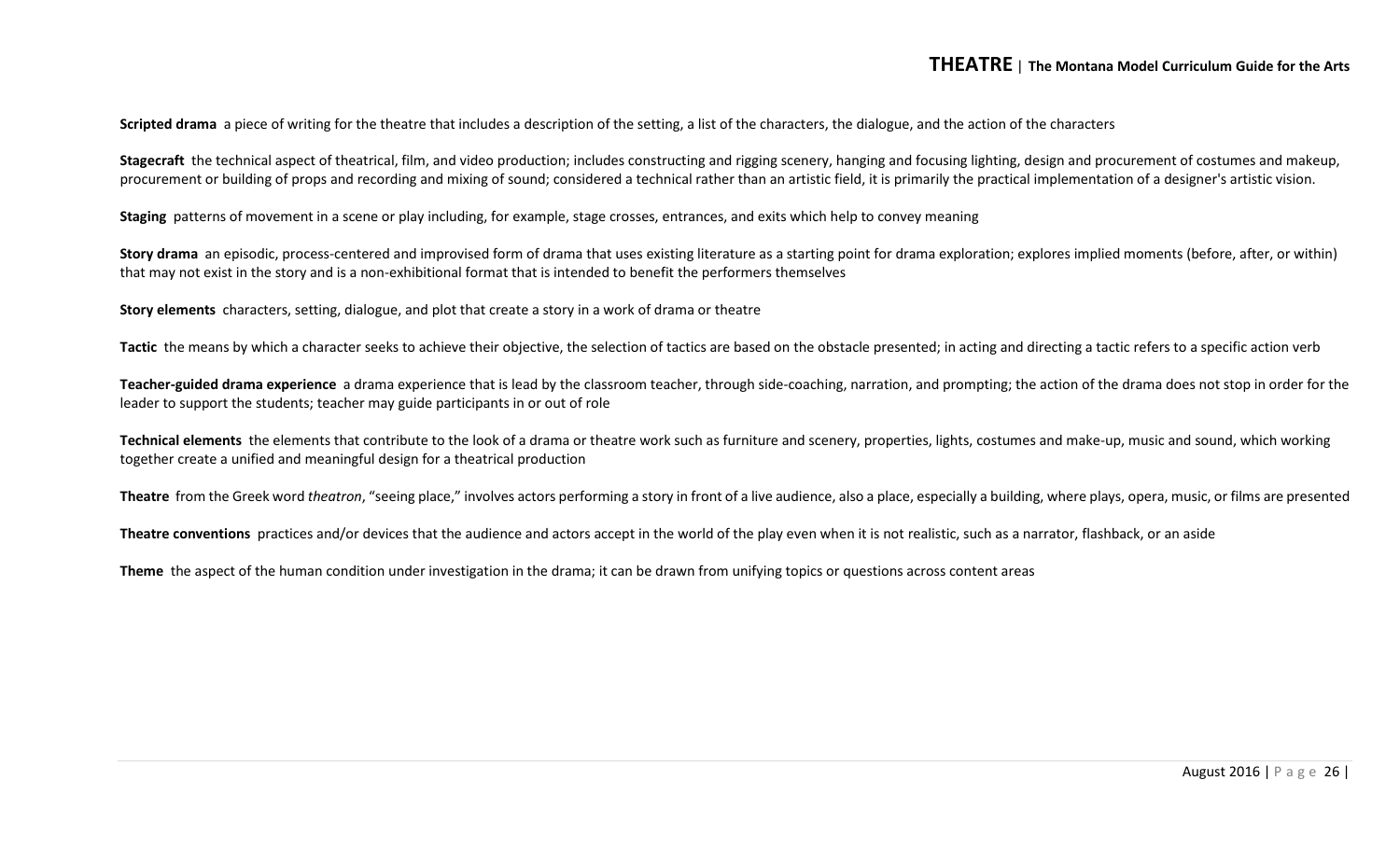**Scripted drama** a piece of writing for the theatre that includes a description of the setting, a list of the characters, the dialogue, and the action of the characters

**Stagecraft** the technical aspect of theatrical, film, and video production; includes constructing and rigging scenery, hanging and focusing lighting, design and procurement of costumes and makeup, procurement or building of props and recording and mixing of sound; considered a technical rather than an artistic field, it is primarily the practical implementation of a designer's artistic vision.

**Staging** patterns of movement in a scene or play including, for example, stage crosses, entrances, and exits which help to convey meaning

**Story drama** an episodic, process-centered and improvised form of drama that uses existing literature as a starting point for drama exploration; explores implied moments (before, after, or within) that may not exist in the story and is a non-exhibitional format that is intended to benefit the performers themselves

**Story elements** characters, setting, dialogue, and plot that create a story in a work of drama or theatre

**Tactic** the means by which a character seeks to achieve their objective, the selection of tactics are based on the obstacle presented; in acting and directing a tactic refers to a specific action verb

**Teacher-guided drama experience** a drama experience that is lead by the classroom teacher, through side-coaching, narration, and prompting; the action of the drama does not stop in order for the leader to support the students; teacher may guide participants in or out of role

**Technical elements** the elements that contribute to the look of a drama or theatre work such as furniture and scenery, properties, lights, costumes and make-up, music and sound, which working together create a unified and meaningful design for a theatrical production

**Theatre** from the Greek word *theatron*, "seeing place," involves actors performing a story in front of a live audience, also a place, especially a building, where plays, opera, music, or films are presented

**Theatre conventions** practices and/or devices that the audience and actors accept in the world of the play even when it is not realistic, such as a narrator, flashback, or an aside

**Theme** the aspect of the human condition under investigation in the drama; it can be drawn from unifying topics or questions across content areas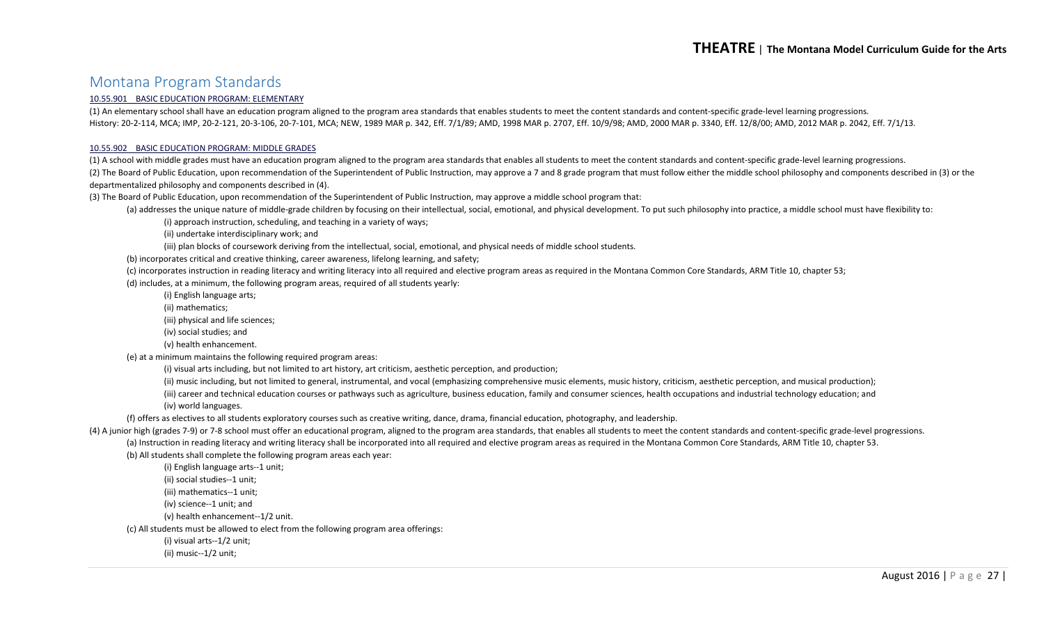# Montana Program Standards

<u>10.55.901 BASIC EDUCATION PROGRAM: ELEMENTARY</u>

(1) An elementary school shall have an education program aligned to the program area standards that enables students to meet the content standards and content-specific grade-level learning progressions.

History: 20-2-114, MCA; IMP, 20-2-121, 20-3-106, 20-7-101, MCA; NEW, 1989 MAR p. 342, Eff. 7/1/89; AMD, 1998 MAR p. 2707, Eff. 10/9/98; AMD, 2000 MAR p. 3340, Eff. 12/8/00; AMD, 2012 MAR p. 2042, Eff. 7/1/13.

<u>10.55.902 BASIC EDUCATION PROGRAM: MIDDLE GRADES</u>

(1) A school with middle grades must have an education program aligned to the program area standards that enables all students to meet the content standards and content-specific grade-level learning progressions.

(2) The Board of Public Education, upon recommendation of the Superintendent of Public Instruction, may approve a 7 and 8 grade program that must follow either the middle school philosophy and components described in (3) or the departmentalized philosophy and components described in (4).

(3) The Board of Public Education, upon recommendation of the Superintendent of Public Instruction, may approve a middle school program that:

- (a) addresses the unique nature of middle-grade children by focusing on their intellectual, social, emotional, and physical development. To put such philosophy into practice, a middle school must have flexibility to:
  - (i) approach instruction, scheduling, and teaching in a variety of ways;
  - (ii) undertake interdisciplinary work; and
  - (iii) plan blocks of coursework deriving from the intellectual, social, emotional, and physical needs of middle school students.
- (b) incorporates critical and creative thinking, career awareness, lifelong learning, and safety;
- (c) incorporates instruction in reading literacy and writing literacy into all required and elective program areas as required in the Montana Common Core Standards, ARM Title 10, chapter 53;
- (d) includes, at a minimum, the following program areas, required of all students yearly:
  - (i) English language arts;
  - (ii) mathematics;
  - (iii) physical and life sciences;
  - (iv) social studies; and
  - (v) health enhancement.
- (e) at a minimum maintains the following required program areas:
  - (i) visual arts including, but not limited to art history, art criticism, aesthetic perception, and production;
  - (ii) music including, but not limited to general, instrumental, and vocal (emphasizing comprehensive music elements, music history, criticism, aesthetic perception, and musical production);
  - (iii) career and technical education courses or pathways such as agriculture, business education, family and consumer sciences, health occupations and industrial technology education; and
  - (iv) world languages.
- (f) offers as electives to all students exploratory courses such as creative writing, dance, drama, financial education, photography, and leadership.

(4) A junior high (grades 7-9) or 7-8 school must offer an educational program, aligned to the program area standards, that enables all students to meet the content standards and content-specific grade-level progressions.

- (a) Instruction in reading literacy and writing literacy shall be incorporated into all required and elective program areas as required in the Montana Common Core Standards, ARM Title 10, chapter 53.
- (b) All students shall complete the following program areas each year:
  - (i) English language arts--1 unit;
  - (ii) social studies--1 unit;
  - (iii) mathematics--1 unit;
  - (iv) science--1 unit; and
  - (v) health enhancement--1/2 unit.
- (c) All students must be allowed to elect from the following program area offerings:
  - (i) visual arts--1/2 unit;
  - (ii) music--1/2 unit;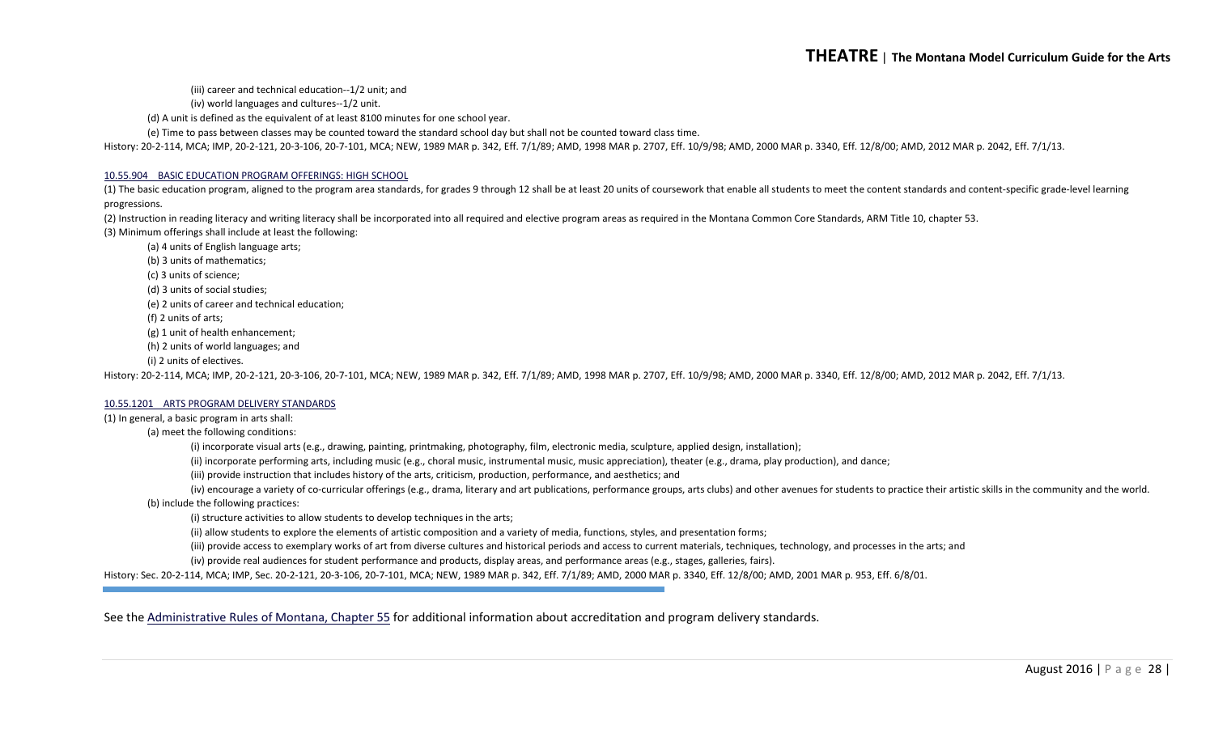(iii) career and technical education--1/2 unit; and

(iv) world languages and cultures--1/2 unit.

(d) A unit is defined as the equivalent of at least 8100 minutes for one school year.

(e) Time to pass between classes may be counted toward the standard school day but shall not be counted toward class time.

History: 20-2-114, MCA; IMP, 20-2-121, 20-3-106, 20-7-101, MCA; NEW, 1989 MAR p. 342, Eff. 7/1/89; AMD, 1998 MAR p. 2707, Eff. 10/9/98; AMD, 2000 MAR p. 3340, Eff. 12/8/00; AMD, 2012 MAR p. 2042, Eff. 7/1/13.

#### 10.55.904 BASIC EDUCATION PROGRAM OFFERINGS: HIGH SCHOOL

(1) The basic education program, aligned to the program area standards, for grades 9 through 12 shall be at least 20 units of coursework that enable all students to meet the content standards and content-specific grade-level learning progressions.

(2) Instruction in reading literacy and writing literacy shall be incorporated into all required and elective program areas as required in the Montana Common Core Standards, ARM Title 10, chapter 53.

(3) Minimum offerings shall include at least the following:

(a) 4 units of English language arts;

(b) 3 units of mathematics;

(c) 3 units of science;

(d) 3 units of social studies;

(e) 2 units of career and technical education;

(f) 2 units of arts;

(g) 1 unit of health enhancement;

(h) 2 units of world languages; and

(i) 2 units of electives.

History: 20-2-114, MCA; IMP, 20-2-121, 20-3-106, 20-7-101, MCA; NEW, 1989 MAR p. 342, Eff. 7/1/89; AMD, 1998 MAR p. 2707, Eff. 10/9/98; AMD, 2000 MAR p. 3340, Eff. 12/8/00; AMD, 2012 MAR p. 2042, Eff. 7/1/13.

#### 10.55.1201 ARTS PROGRAM DELIVERY STANDARDS

(1) In general, a basic program in arts shall:

(a) meet the following conditions:

(i) incorporate visual arts (e.g., drawing, painting, printmaking, photography, film, electronic media, sculpture, applied design, installation);

(ii) incorporate performing arts, including music (e.g., choral music, instrumental music, music appreciation), theater (e.g., drama, play production), and dance;

(iii) provide instruction that includes history of the arts, criticism, production, performance, and aesthetics; and

(iv) encourage a variety of co-curricular offerings (e.g., drama, literary and art publications, performance groups, arts clubs) and other avenues for students to practice their artistic skills in the community and the world.

(b) include the following practices:

(i) structure activities to allow students to develop techniques in the arts;

(ii) allow students to explore the elements of artistic composition and a variety of media, functions, styles, and presentation forms;

(iii) provide access to exemplary works of art from diverse cultures and historical periods and access to current materials, techniques, technology, and processes in the arts; and

(iv) provide real audiences for student performance and products, display areas, and performance areas (e.g., stages, galleries, fairs).

History: Sec. 20-2-114, MCA; IMP, Sec. 20-2-121, 20-3-106, 20-7-101, MCA; NEW, 1989 MAR p. 342, Eff. 7/1/89; AMD, 2000 MAR p. 3340, Eff. 12/8/00; AMD, 2001 MAR p. 953, Eff. 6/8/01.

---

See the Administrative Rules of Montana, Chapter 55 for additional information about accreditation and program delivery standards.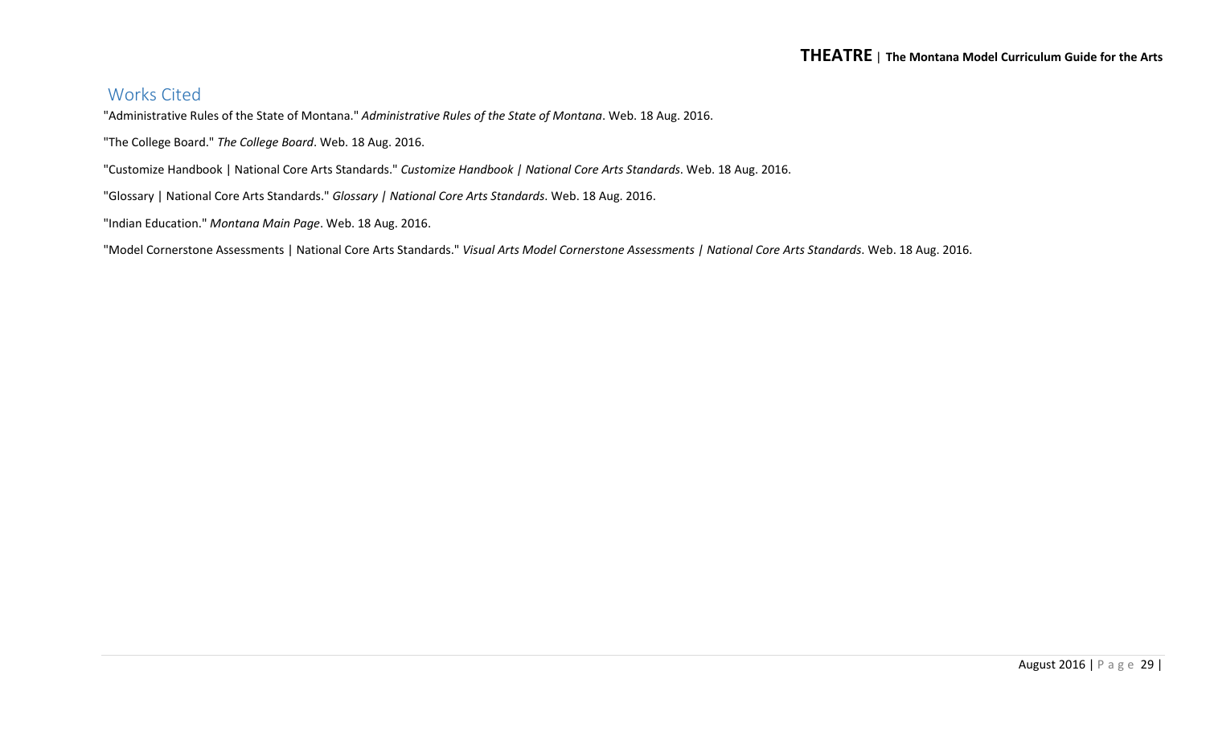## Works Cited

"Administrative Rules of the State of Montana." *Administrative Rules of the State of Montana*. Web. 18 Aug. 2016.

"The College Board." *The College Board*. Web. 18 Aug. 2016.

"Customize Handbook | National Core Arts Standards." *Customize Handbook | National Core Arts Standards*. Web. 18 Aug. 2016.

"Glossary | National Core Arts Standards." *Glossary | National Core Arts Standards*. Web. 18 Aug. 2016.

"Indian Education." *Montana Main Page*. Web. 18 Aug. 2016.

"Model Cornerstone Assessments | National Core Arts Standards." *Visual Arts Model Cornerstone Assessments | National Core Arts Standards*. Web. 18 Aug. 2016.